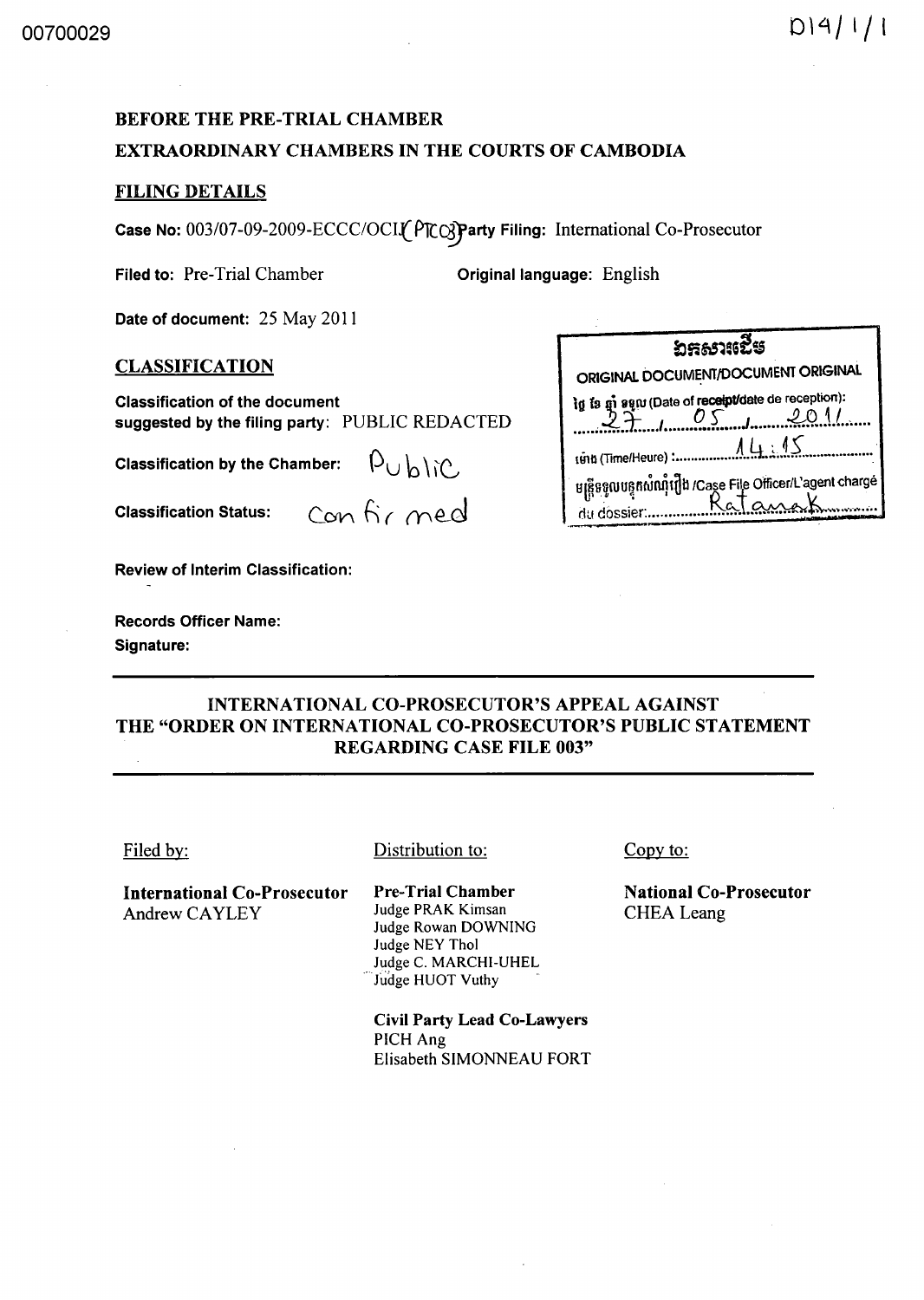00700029

D14/1/1

**BEFORE THE PRE-TRIAL CHAMBER**
**EXTRAORDINARY CHAMBERS IN THE COURTS OF CAMBODIA**

**FILING DETAILS**

**Case No:** 003/07-09-2009-ECCC/OCIJ (PTC03) **Party Filing:** International Co-Prosecutor

**Filed to:** Pre-Trial Chamber **Original language:** English

**Date of document:** 25 May 2011

**CLASSIFICATION**

**Classification of the document suggested by the filing party:** PUBLIC REDACTED

**Classification by the Chamber:** Public

**Classification Status:** Confirmed

**Review of Interim Classification:**

**Records Officer Name:**

**Signature:**

ឯកសារដើម
ORIGINAL DOCUMENT/DOCUMENT ORIGINAL
ថ្ងៃ ខែ ឆ្នាំ ទទួល (Date of receipt/date de reception): 27 / 05 / 2011
ម៉ោង (Time/Heure): 14:15
មន្ត្រីទទួលបន្ទុកសំណុំរឿង /Case File Officer/L'agent chargé du dossier: Ratanak

---

## INTERNATIONAL CO-PROSECUTOR'S APPEAL AGAINST THE "ORDER ON INTERNATIONAL CO-PROSECUTOR'S PUBLIC STATEMENT REGARDING CASE FILE 003"

---

Filed by:

**International Co-Prosecutor**
Andrew CAYLEY

Distribution to:

**Pre-Trial Chamber**
Judge PRAK Kimsan
Judge Rowan DOWNING
Judge NEY Thol
Judge C. MARCHI-UHEL
Judge HUOT Vuthy

**Civil Party Lead Co-Lawyers**
PICH Ang
Elisabeth SIMONNEAU FORT

Copy to:

**National Co-Prosecutor**
CHEA Leang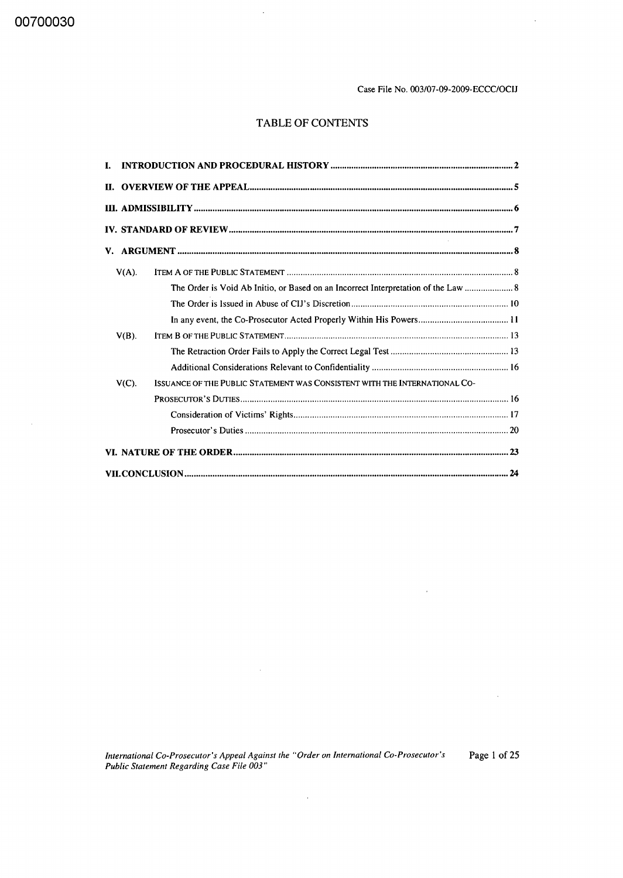# TABLE OF CONTENTS

I. INTRODUCTION AND PROCEDURAL HISTORY .......... 2

II. OVERVIEW OF THE APPEAL .......... 5

III. ADMISSIBILITY .......... 6

IV. STANDARD OF REVIEW .......... 7

V. ARGUMENT .......... 8

- V(A). ITEM A OF THE PUBLIC STATEMENT .......... 8
  - The Order is Void Ab Initio, or Based on an Incorrect Interpretation of the Law .......... 8
  - The Order is Issued in Abuse of CIJ's Discretion .......... 10
  - In any event, the Co-Prosecutor Acted Properly Within His Powers .......... 11
- V(B). ITEM B OF THE PUBLIC STATEMENT .......... 13
  - The Retraction Order Fails to Apply the Correct Legal Test .......... 13
  - Additional Considerations Relevant to Confidentiality .......... 16
- V(C). ISSUANCE OF THE PUBLIC STATEMENT WAS CONSISTENT WITH THE INTERNATIONAL CO-PROSECUTOR'S DUTIES .......... 16
  - Consideration of Victims' Rights .......... 17
  - Prosecutor's Duties .......... 20

VI. NATURE OF THE ORDER .......... 23

VII. CONCLUSION .......... 24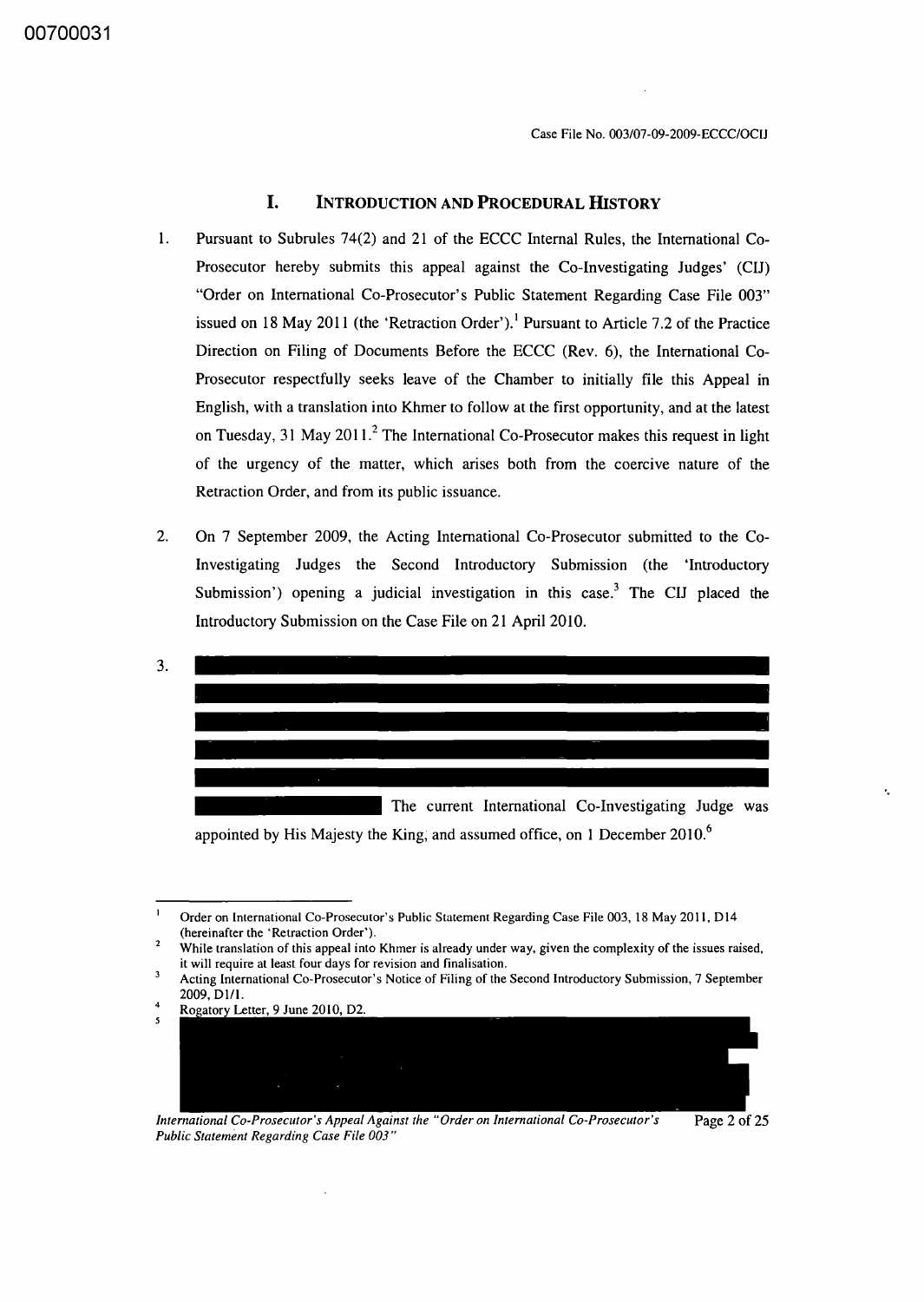## I. Introduction and Procedural History

1. Pursuant to Subrules 74(2) and 21 of the ECCC Internal Rules, the International Co-Prosecutor hereby submits this appeal against the Co-Investigating Judges' (CIJ) "Order on International Co-Prosecutor's Public Statement Regarding Case File 003" issued on 18 May 2011 (the 'Retraction Order').[1] Pursuant to Article 7.2 of the Practice Direction on Filing of Documents Before the ECCC (Rev. 6), the International Co-Prosecutor respectfully seeks leave of the Chamber to initially file this Appeal in English, with a translation into Khmer to follow at the first opportunity, and at the latest on Tuesday, 31 May 2011.[2] The International Co-Prosecutor makes this request in light of the urgency of the matter, which arises both from the coercive nature of the Retraction Order, and from its public issuance.

2. On 7 September 2009, the Acting International Co-Prosecutor submitted to the Co-Investigating Judges the Second Introductory Submission (the 'Introductory Submission') opening a judicial investigation in this case.[3] The CIJ placed the Introductory Submission on the Case File on 21 April 2010.

3. [REDACTED] The current International Co-Investigating Judge was appointed by His Majesty the King, and assumed office, on 1 December 2010.[6]

---

[1] Order on International Co-Prosecutor's Public Statement Regarding Case File 003, 18 May 2011, D14 (hereinafter the 'Retraction Order').

[2] While translation of this appeal into Khmer is already under way, given the complexity of the issues raised, it will require at least four days for revision and finalisation.

[3] Acting International Co-Prosecutor's Notice of Filing of the Second Introductory Submission, 7 September 2009, D1/1.

[4] Rogatory Letter, 9 June 2010, D2.

[5] [REDACTED]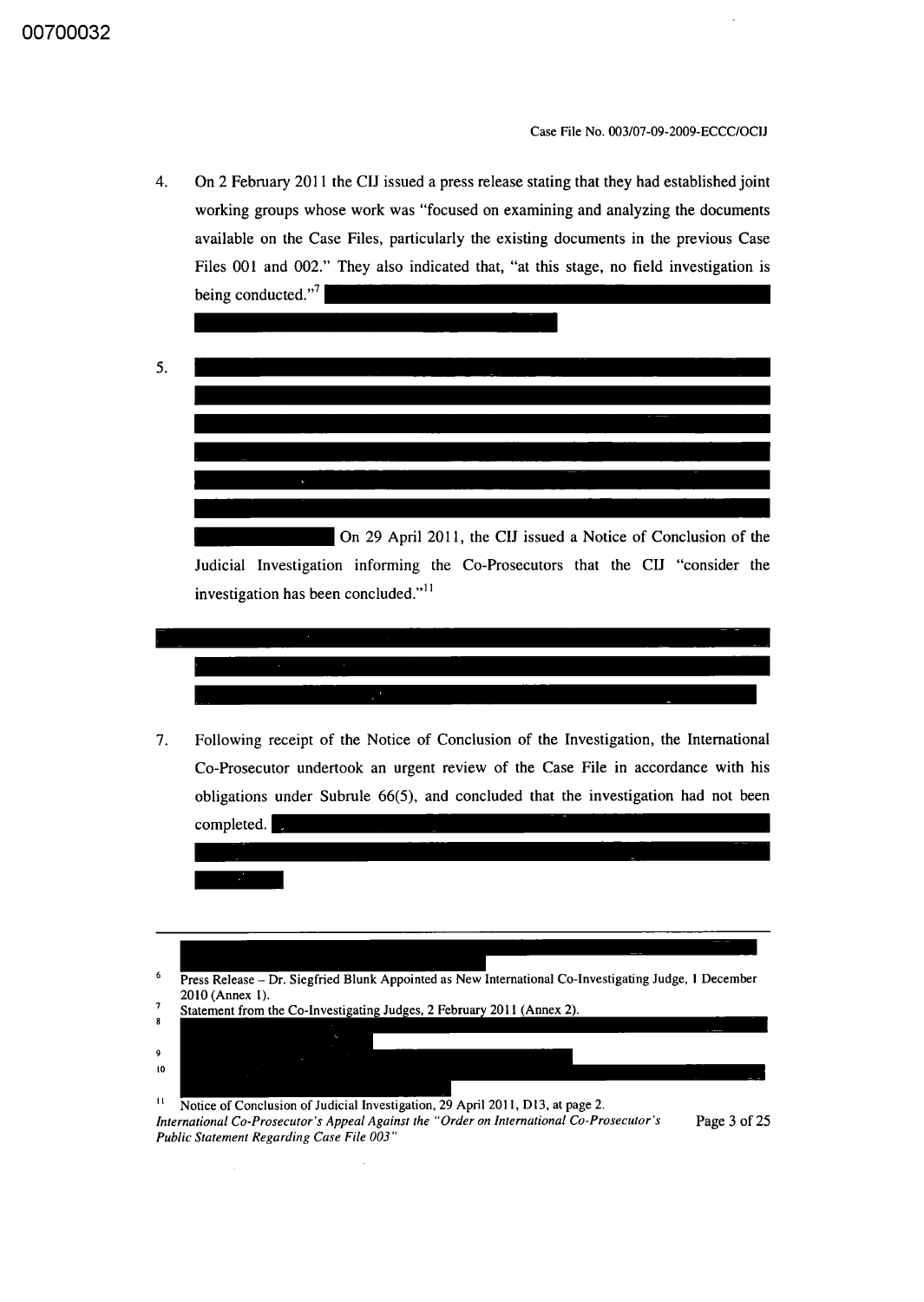4. On 2 February 2011 the CIJ issued a press release stating that they had established joint working groups whose work was "focused on examining and analyzing the documents available on the Case Files, particularly the existing documents in the previous Case Files 001 and 002." They also indicated that, "at this stage, no field investigation is being conducted."[7]

5. On 29 April 2011, the CIJ issued a Notice of Conclusion of the Judicial Investigation informing the Co-Prosecutors that the CIJ "consider the investigation has been concluded."[11]

7. Following receipt of the Notice of Conclusion of the Investigation, the International Co-Prosecutor undertook an urgent review of the Case File in accordance with his obligations under Subrule 66(5), and concluded that the investigation had not been completed.

---

[6] Press Release – Dr. Siegfried Blunk Appointed as New International Co-Investigating Judge, 1 December 2010 (Annex 1).

[7] Statement from the Co-Investigating Judges, 2 February 2011 (Annex 2).

[8]

[9]

[10]

[11] Notice of Conclusion of Judicial Investigation, 29 April 2011, D13, at page 2.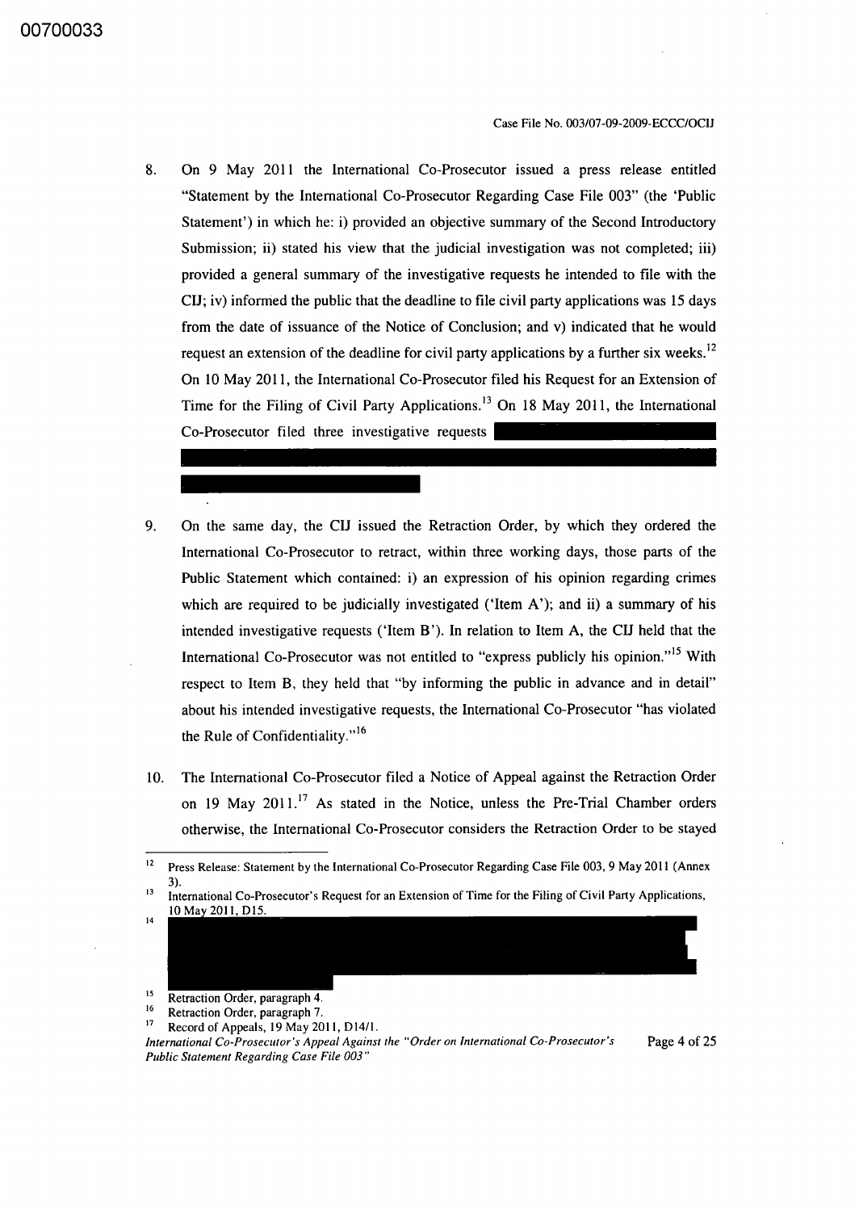8. On 9 May 2011 the International Co-Prosecutor issued a press release entitled "Statement by the International Co-Prosecutor Regarding Case File 003" (the 'Public Statement') in which he: i) provided an objective summary of the Second Introductory Submission; ii) stated his view that the judicial investigation was not completed; iii) provided a general summary of the investigative requests he intended to file with the CIJ; iv) informed the public that the deadline to file civil party applications was 15 days from the date of issuance of the Notice of Conclusion; and v) indicated that he would request an extension of the deadline for civil party applications by a further six weeks.[12] On 10 May 2011, the International Co-Prosecutor filed his Request for an Extension of Time for the Filing of Civil Party Applications.[13] On 18 May 2011, the International Co-Prosecutor filed three investigative requests

9. On the same day, the CIJ issued the Retraction Order, by which they ordered the International Co-Prosecutor to retract, within three working days, those parts of the Public Statement which contained: i) an expression of his opinion regarding crimes which are required to be judicially investigated ('Item A'); and ii) a summary of his intended investigative requests ('Item B'). In relation to Item A, the CIJ held that the International Co-Prosecutor was not entitled to "express publicly his opinion."[15] With respect to Item B, they held that "by informing the public in advance and in detail" about his intended investigative requests, the International Co-Prosecutor "has violated the Rule of Confidentiality."[16]

10. The International Co-Prosecutor filed a Notice of Appeal against the Retraction Order on 19 May 2011.[17] As stated in the Notice, unless the Pre-Trial Chamber orders otherwise, the International Co-Prosecutor considers the Retraction Order to be stayed

---

[12] Press Release: Statement by the International Co-Prosecutor Regarding Case File 003, 9 May 2011 (Annex 3).

[13] International Co-Prosecutor's Request for an Extension of Time for the Filing of Civil Party Applications, 10 May 2011, D15.

[14]

[15] Retraction Order, paragraph 4.

[16] Retraction Order, paragraph 7.

[17] Record of Appeals, 19 May 2011, D14/1.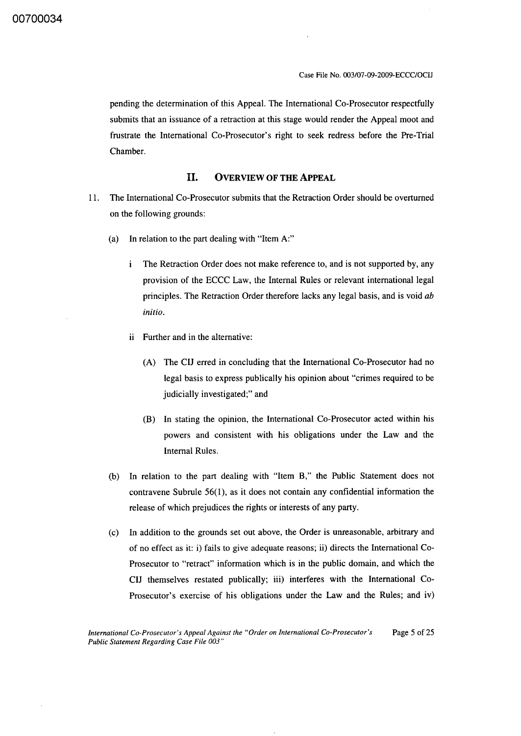pending the determination of this Appeal. The International Co-Prosecutor respectfully submits that an issuance of a retraction at this stage would render the Appeal moot and frustrate the International Co-Prosecutor's right to seek redress before the Pre-Trial Chamber.

## II. OVERVIEW OF THE APPEAL

11. The International Co-Prosecutor submits that the Retraction Order should be overturned on the following grounds:

    (a) In relation to the part dealing with "Item A:"

    i The Retraction Order does not make reference to, and is not supported by, any provision of the ECCC Law, the Internal Rules or relevant international legal principles. The Retraction Order therefore lacks any legal basis, and is void *ab initio*.

    ii Further and in the alternative:

    (A) The CIJ erred in concluding that the International Co-Prosecutor had no legal basis to express publically his opinion about "crimes required to be judicially investigated;" and

    (B) In stating the opinion, the International Co-Prosecutor acted within his powers and consistent with his obligations under the Law and the Internal Rules.

    (b) In relation to the part dealing with "Item B," the Public Statement does not contravene Subrule 56(1), as it does not contain any confidential information the release of which prejudices the rights or interests of any party.

    (c) In addition to the grounds set out above, the Order is unreasonable, arbitrary and of no effect as it: i) fails to give adequate reasons; ii) directs the International Co-Prosecutor to "retract" information which is in the public domain, and which the CIJ themselves restated publically; iii) interferes with the International Co-Prosecutor's exercise of his obligations under the Law and the Rules; and iv)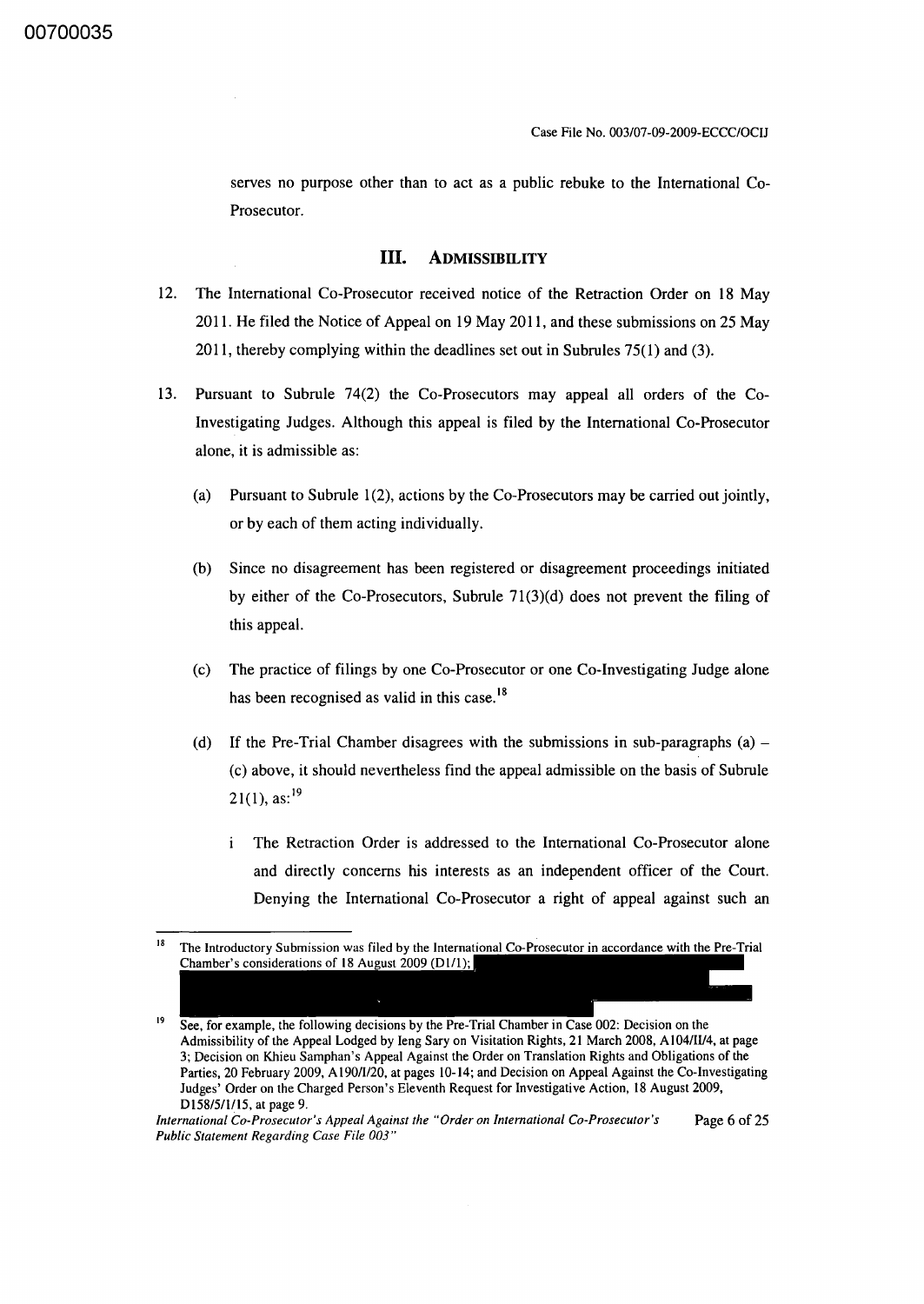serves no purpose other than to act as a public rebuke to the International Co-Prosecutor.

## III. ADMISSIBILITY

12. The International Co-Prosecutor received notice of the Retraction Order on 18 May 2011. He filed the Notice of Appeal on 19 May 2011, and these submissions on 25 May 2011, thereby complying within the deadlines set out in Subrules 75(1) and (3).

13. Pursuant to Subrule 74(2) the Co-Prosecutors may appeal all orders of the Co-Investigating Judges. Although this appeal is filed by the International Co-Prosecutor alone, it is admissible as:

    (a) Pursuant to Subrule 1(2), actions by the Co-Prosecutors may be carried out jointly, or by each of them acting individually.

    (b) Since no disagreement has been registered or disagreement proceedings initiated by either of the Co-Prosecutors, Subrule 71(3)(d) does not prevent the filing of this appeal.

    (c) The practice of filings by one Co-Prosecutor or one Co-Investigating Judge alone has been recognised as valid in this case.[18]

    (d) If the Pre-Trial Chamber disagrees with the submissions in sub-paragraphs (a) – (c) above, it should nevertheless find the appeal admissible on the basis of Subrule 21(1), as:[19]

        i The Retraction Order is addressed to the International Co-Prosecutor alone and directly concerns his interests as an independent officer of the Court. Denying the International Co-Prosecutor a right of appeal against such an

---

[18] The Introductory Submission was filed by the International Co-Prosecutor in accordance with the Pre-Trial Chamber's considerations of 18 August 2009 (D1/1);

[19] See, for example, the following decisions by the Pre-Trial Chamber in Case 002: Decision on the Admissibility of the Appeal Lodged by Ieng Sary on Visitation Rights, 21 March 2008, A104/II/4, at page 3; Decision on Khieu Samphan's Appeal Against the Order on Translation Rights and Obligations of the Parties, 20 February 2009, A190/I/20, at pages 10-14; and Decision on Appeal Against the Co-Investigating Judges' Order on the Charged Person's Eleventh Request for Investigative Action, 18 August 2009, D158/5/1/15, at page 9.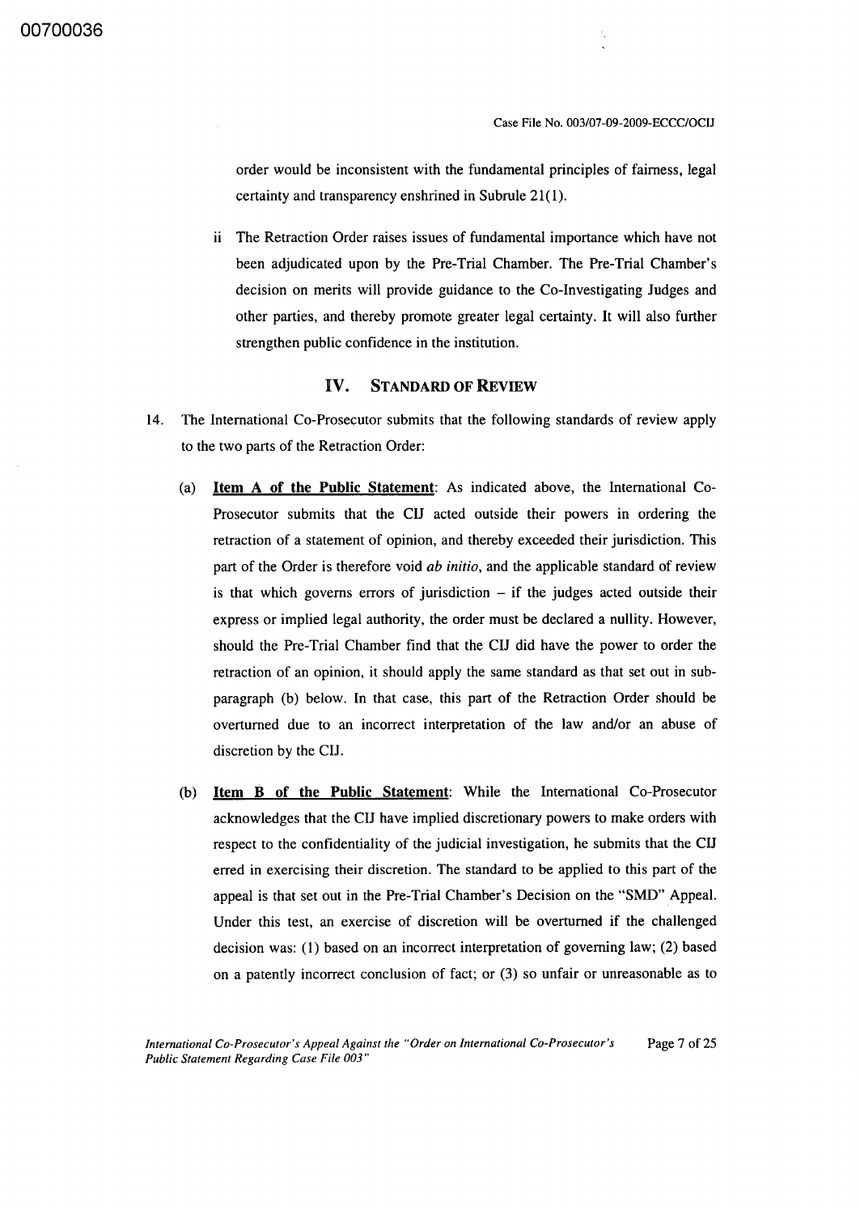order would be inconsistent with the fundamental principles of fairness, legal certainty and transparency enshrined in Subrule 21(1).

ii The Retraction Order raises issues of fundamental importance which have not been adjudicated upon by the Pre-Trial Chamber. The Pre-Trial Chamber's decision on merits will provide guidance to the Co-Investigating Judges and other parties, and thereby promote greater legal certainty. It will also further strengthen public confidence in the institution.

## IV. STANDARD OF REVIEW

14. The International Co-Prosecutor submits that the following standards of review apply to the two parts of the Retraction Order:

(a) **Item A of the Public Statement**: As indicated above, the International Co-Prosecutor submits that the CIJ acted outside their powers in ordering the retraction of a statement of opinion, and thereby exceeded their jurisdiction. This part of the Order is therefore void *ab initio*, and the applicable standard of review is that which governs errors of jurisdiction – if the judges acted outside their express or implied legal authority, the order must be declared a nullity. However, should the Pre-Trial Chamber find that the CIJ did have the power to order the retraction of an opinion, it should apply the same standard as that set out in sub-paragraph (b) below. In that case, this part of the Retraction Order should be overturned due to an incorrect interpretation of the law and/or an abuse of discretion by the CIJ.

(b) **Item B of the Public Statement**: While the International Co-Prosecutor acknowledges that the CIJ have implied discretionary powers to make orders with respect to the confidentiality of the judicial investigation, he submits that the CIJ erred in exercising their discretion. The standard to be applied to this part of the appeal is that set out in the Pre-Trial Chamber's Decision on the "SMD" Appeal. Under this test, an exercise of discretion will be overturned if the challenged decision was: (1) based on an incorrect interpretation of governing law; (2) based on a patently incorrect conclusion of fact; or (3) so unfair or unreasonable as to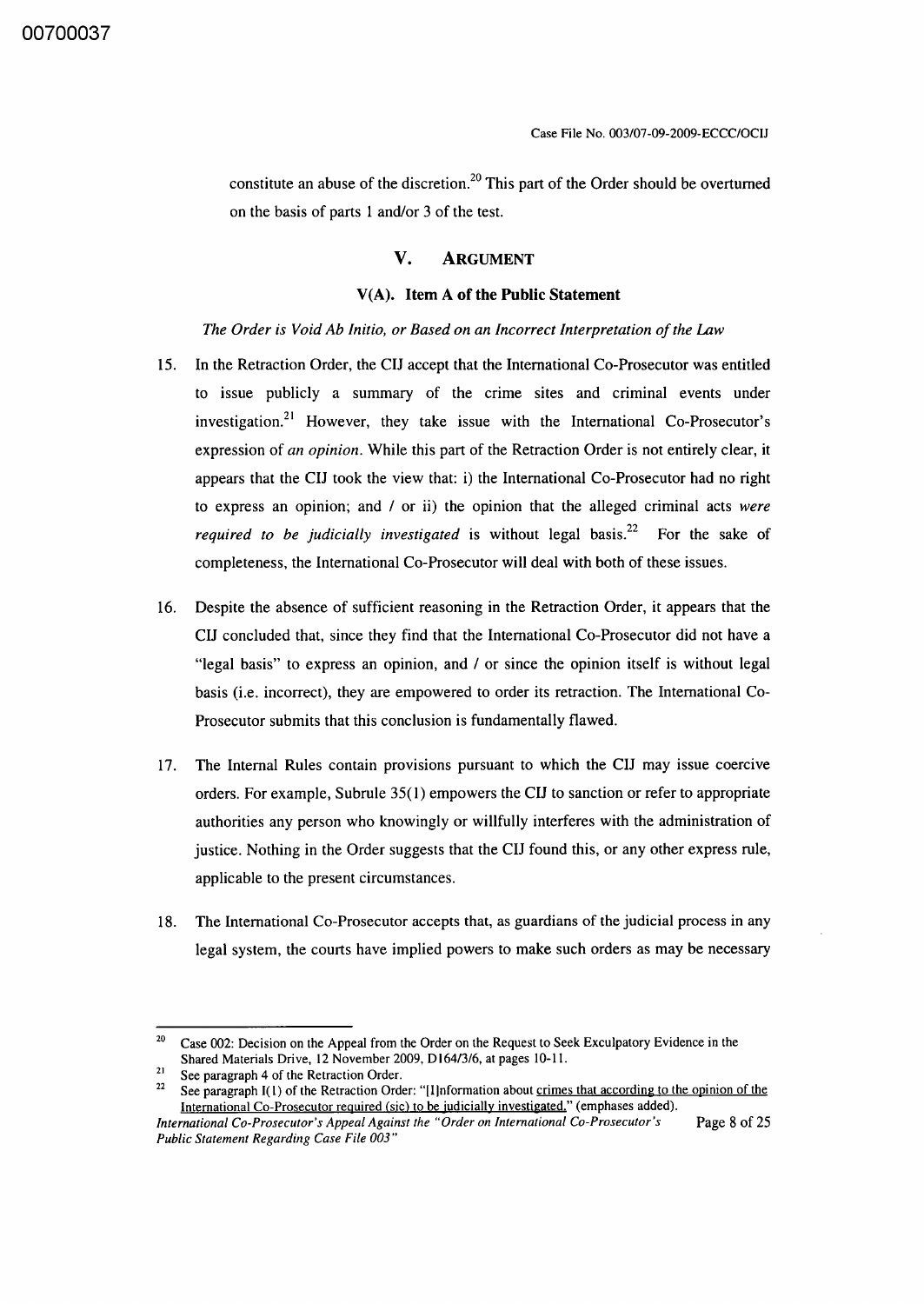constitute an abuse of the discretion.[20] This part of the Order should be overturned on the basis of parts 1 and/or 3 of the test.

## V. ARGUMENT

### V(A). Item A of the Public Statement

*The Order is Void Ab Initio, or Based on an Incorrect Interpretation of the Law*

15. In the Retraction Order, the CIJ accept that the International Co-Prosecutor was entitled to issue publicly a summary of the crime sites and criminal events under investigation.[21] However, they take issue with the International Co-Prosecutor's expression of *an opinion*. While this part of the Retraction Order is not entirely clear, it appears that the CIJ took the view that: i) the International Co-Prosecutor had no right to express an opinion; and / or ii) the opinion that the alleged criminal acts *were required to be judicially investigated* is without legal basis.[22] For the sake of completeness, the International Co-Prosecutor will deal with both of these issues.

16. Despite the absence of sufficient reasoning in the Retraction Order, it appears that the CIJ concluded that, since they find that the International Co-Prosecutor did not have a "legal basis" to express an opinion, and / or since the opinion itself is without legal basis (i.e. incorrect), they are empowered to order its retraction. The International Co-Prosecutor submits that this conclusion is fundamentally flawed.

17. The Internal Rules contain provisions pursuant to which the CIJ may issue coercive orders. For example, Subrule 35(1) empowers the CIJ to sanction or refer to appropriate authorities any person who knowingly or willfully interferes with the administration of justice. Nothing in the Order suggests that the CIJ found this, or any other express rule, applicable to the present circumstances.

18. The International Co-Prosecutor accepts that, as guardians of the judicial process in any legal system, the courts have implied powers to make such orders as may be necessary

---

[20] Case 002: Decision on the Appeal from the Order on the Request to Seek Exculpatory Evidence in the Shared Materials Drive, 12 November 2009, D164/3/6, at pages 10-11.

[21] See paragraph 4 of the Retraction Order.

[22] See paragraph I(1) of the Retraction Order: "[I]nformation about crimes that according to the opinion of the International Co-Prosecutor required (sic) to be judicially investigated." (emphases added).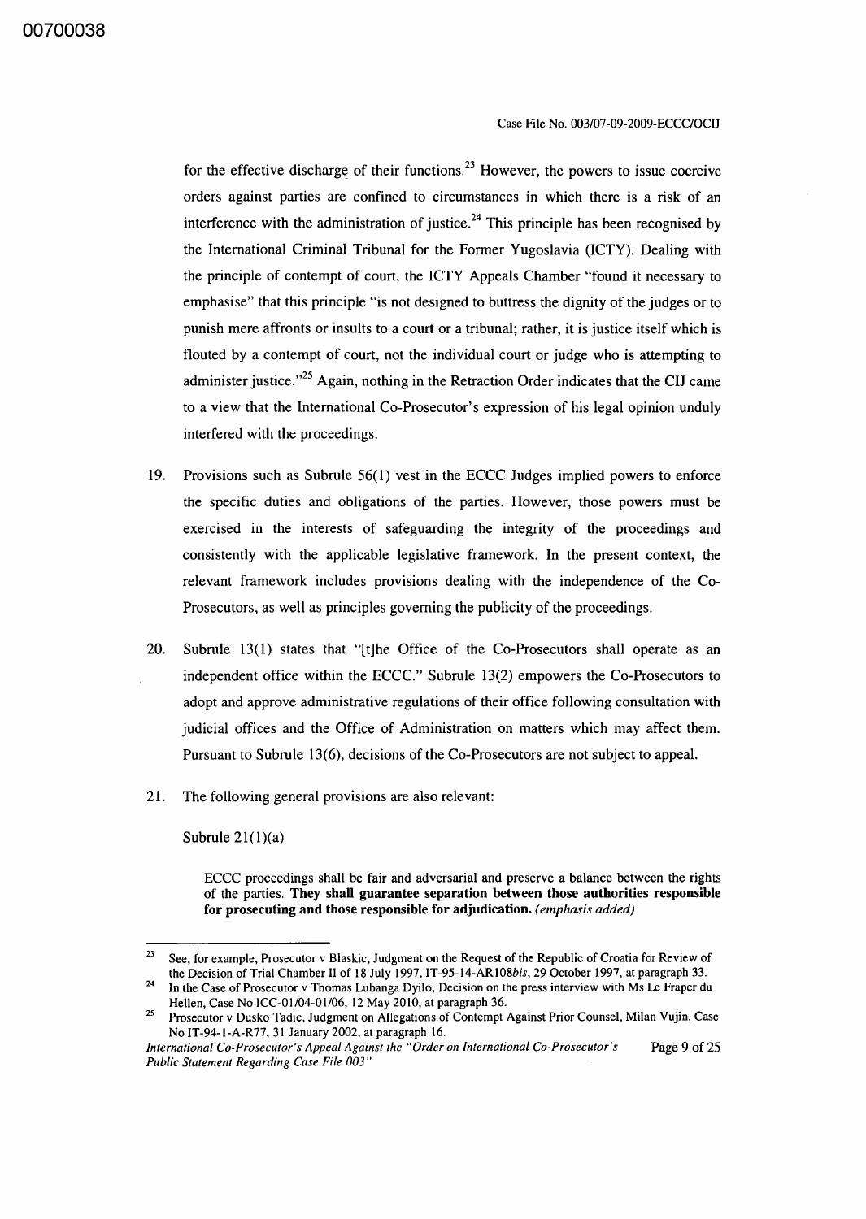for the effective discharge of their functions.[23] However, the powers to issue coercive orders against parties are confined to circumstances in which there is a risk of an interference with the administration of justice.[24] This principle has been recognised by the International Criminal Tribunal for the Former Yugoslavia (ICTY). Dealing with the principle of contempt of court, the ICTY Appeals Chamber "found it necessary to emphasise" that this principle "is not designed to buttress the dignity of the judges or to punish mere affronts or insults to a court or a tribunal; rather, it is justice itself which is flouted by a contempt of court, not the individual court or judge who is attempting to administer justice."[25] Again, nothing in the Retraction Order indicates that the CIJ came to a view that the International Co-Prosecutor's expression of his legal opinion unduly interfered with the proceedings.

19. Provisions such as Subrule 56(1) vest in the ECCC Judges implied powers to enforce the specific duties and obligations of the parties. However, those powers must be exercised in the interests of safeguarding the integrity of the proceedings and consistently with the applicable legislative framework. In the present context, the relevant framework includes provisions dealing with the independence of the Co-Prosecutors, as well as principles governing the publicity of the proceedings.

20. Subrule 13(1) states that "[t]he Office of the Co-Prosecutors shall operate as an independent office within the ECCC." Subrule 13(2) empowers the Co-Prosecutors to adopt and approve administrative regulations of their office following consultation with judicial offices and the Office of Administration on matters which may affect them. Pursuant to Subrule 13(6), decisions of the Co-Prosecutors are not subject to appeal.

21. The following general provisions are also relevant:

Subrule 21(1)(a)

> ECCC proceedings shall be fair and adversarial and preserve a balance between the rights of the parties. **They shall guarantee separation between those authorities responsible for prosecuting and those responsible for adjudication.** *(emphasis added)*

---

[23] See, for example, Prosecutor v Blaskic, Judgment on the Request of the Republic of Croatia for Review of the Decision of Trial Chamber II of 18 July 1997, IT-95-14-AR108*bis*, 29 October 1997, at paragraph 33.

[24] In the Case of Prosecutor v Thomas Lubanga Dyilo, Decision on the press interview with Ms Le Fraper du Hellen, Case No ICC-01/04-01/06, 12 May 2010, at paragraph 36.

[25] Prosecutor v Dusko Tadic, Judgment on Allegations of Contempt Against Prior Counsel, Milan Vujin, Case No IT-94-1-A-R77, 31 January 2002, at paragraph 16.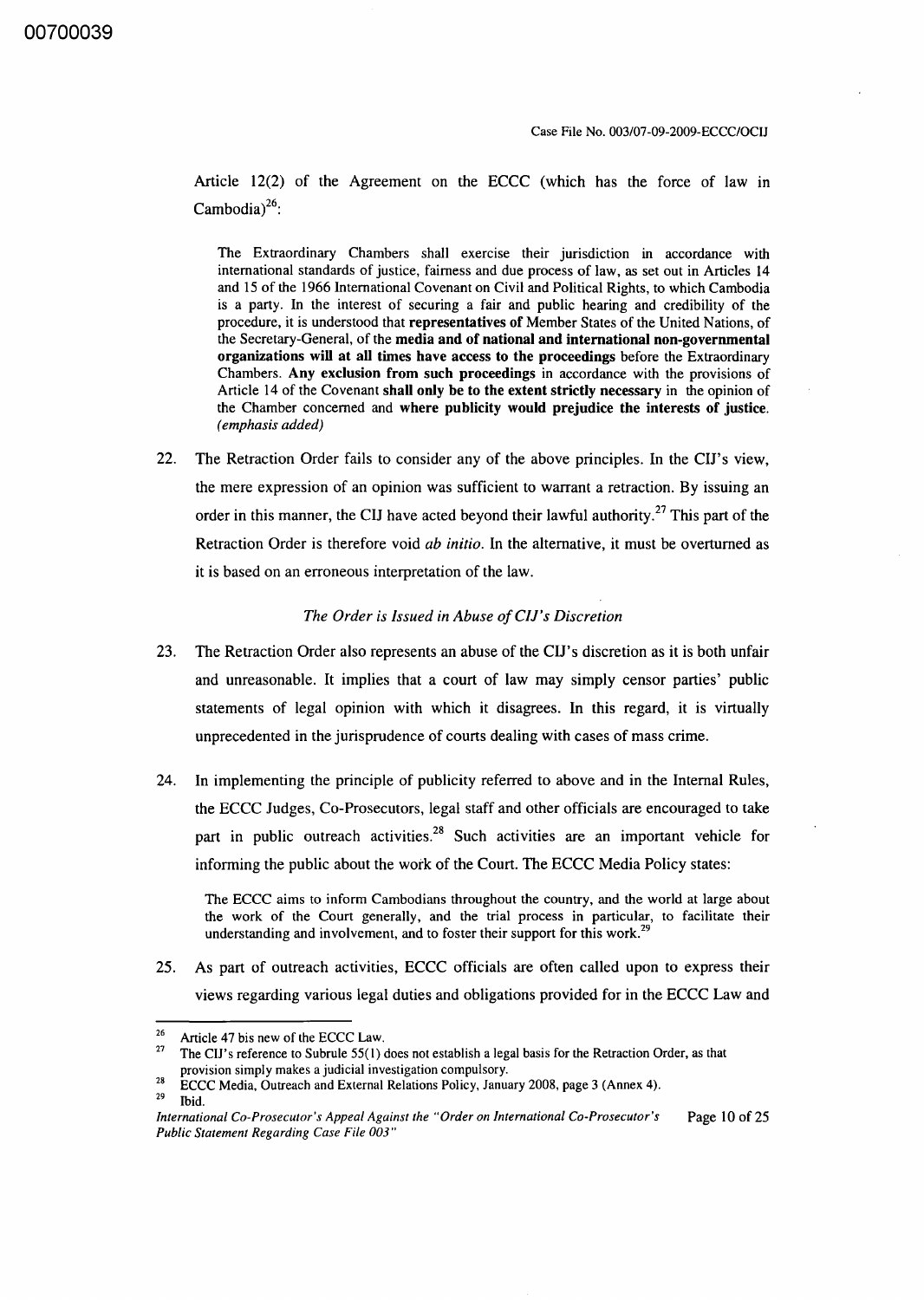Article 12(2) of the Agreement on the ECCC (which has the force of law in Cambodia)[26]:

> The Extraordinary Chambers shall exercise their jurisdiction in accordance with international standards of justice, fairness and due process of law, as set out in Articles 14 and 15 of the 1966 International Covenant on Civil and Political Rights, to which Cambodia is a party. In the interest of securing a fair and public hearing and credibility of the procedure, it is understood that **representatives of** Member States of the United Nations, of the Secretary-General, of the **media and of national and international non-governmental organizations will at all times have access to the proceedings** before the Extraordinary Chambers. **Any exclusion from such proceedings** in accordance with the provisions of Article 14 of the Covenant **shall only be to the extent strictly necessary** in the opinion of the Chamber concerned and **where publicity would prejudice the interests of justice.** *(emphasis added)*

22. The Retraction Order fails to consider any of the above principles. In the CIJ's view, the mere expression of an opinion was sufficient to warrant a retraction. By issuing an order in this manner, the CIJ have acted beyond their lawful authority.[27] This part of the Retraction Order is therefore void *ab initio*. In the alternative, it must be overturned as it is based on an erroneous interpretation of the law.

*The Order is Issued in Abuse of CIJ's Discretion*

23. The Retraction Order also represents an abuse of the CIJ's discretion as it is both unfair and unreasonable. It implies that a court of law may simply censor parties' public statements of legal opinion with which it disagrees. In this regard, it is virtually unprecedented in the jurisprudence of courts dealing with cases of mass crime.

24. In implementing the principle of publicity referred to above and in the Internal Rules, the ECCC Judges, Co-Prosecutors, legal staff and other officials are encouraged to take part in public outreach activities.[28] Such activities are an important vehicle for informing the public about the work of the Court. The ECCC Media Policy states:

> The ECCC aims to inform Cambodians throughout the country, and the world at large about the work of the Court generally, and the trial process in particular, to facilitate their understanding and involvement, and to foster their support for this work.[29]

25. As part of outreach activities, ECCC officials are often called upon to express their views regarding various legal duties and obligations provided for in the ECCC Law and

---

[26] Article 47 bis new of the ECCC Law.

[27] The CIJ's reference to Subrule 55(1) does not establish a legal basis for the Retraction Order, as that provision simply makes a judicial investigation compulsory.

[28] ECCC Media, Outreach and External Relations Policy, January 2008, page 3 (Annex 4).

[29] Ibid.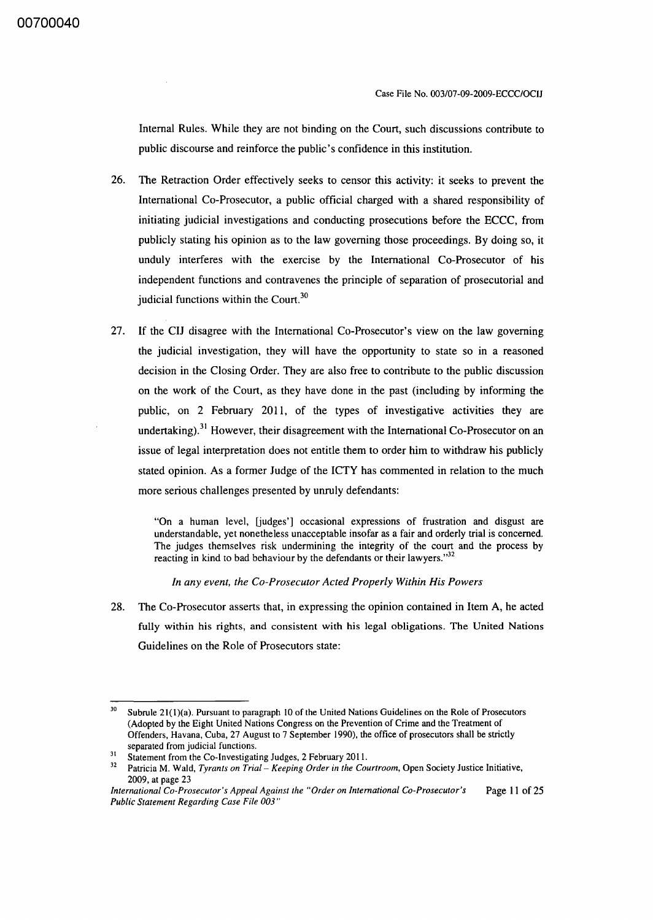Internal Rules. While they are not binding on the Court, such discussions contribute to public discourse and reinforce the public's confidence in this institution.

26. The Retraction Order effectively seeks to censor this activity: it seeks to prevent the International Co-Prosecutor, a public official charged with a shared responsibility of initiating judicial investigations and conducting prosecutions before the ECCC, from publicly stating his opinion as to the law governing those proceedings. By doing so, it unduly interferes with the exercise by the International Co-Prosecutor of his independent functions and contravenes the principle of separation of prosecutorial and judicial functions within the Court.[30]

27. If the CIJ disagree with the International Co-Prosecutor's view on the law governing the judicial investigation, they will have the opportunity to state so in a reasoned decision in the Closing Order. They are also free to contribute to the public discussion on the work of the Court, as they have done in the past (including by informing the public, on 2 February 2011, of the types of investigative activities they are undertaking).[31] However, their disagreement with the International Co-Prosecutor on an issue of legal interpretation does not entitle them to order him to withdraw his publicly stated opinion. As a former Judge of the ICTY has commented in relation to the much more serious challenges presented by unruly defendants:

> "On a human level, [judges'] occasional expressions of frustration and disgust are understandable, yet nonetheless unacceptable insofar as a fair and orderly trial is concerned. The judges themselves risk undermining the integrity of the court and the process by reacting in kind to bad behaviour by the defendants or their lawyers."[32]

*In any event, the Co-Prosecutor Acted Properly Within His Powers*

28. The Co-Prosecutor asserts that, in expressing the opinion contained in Item A, he acted fully within his rights, and consistent with his legal obligations. The United Nations Guidelines on the Role of Prosecutors state:

---

[30] Subrule 21(1)(a). Pursuant to paragraph 10 of the United Nations Guidelines on the Role of Prosecutors (Adopted by the Eight United Nations Congress on the Prevention of Crime and the Treatment of Offenders, Havana, Cuba, 27 August to 7 September 1990), the office of prosecutors shall be strictly separated from judicial functions.

[31] Statement from the Co-Investigating Judges, 2 February 2011.

[32] Patricia M. Wald, *Tyrants on Trial – Keeping Order in the Courtroom*, Open Society Justice Initiative, 2009, at page 23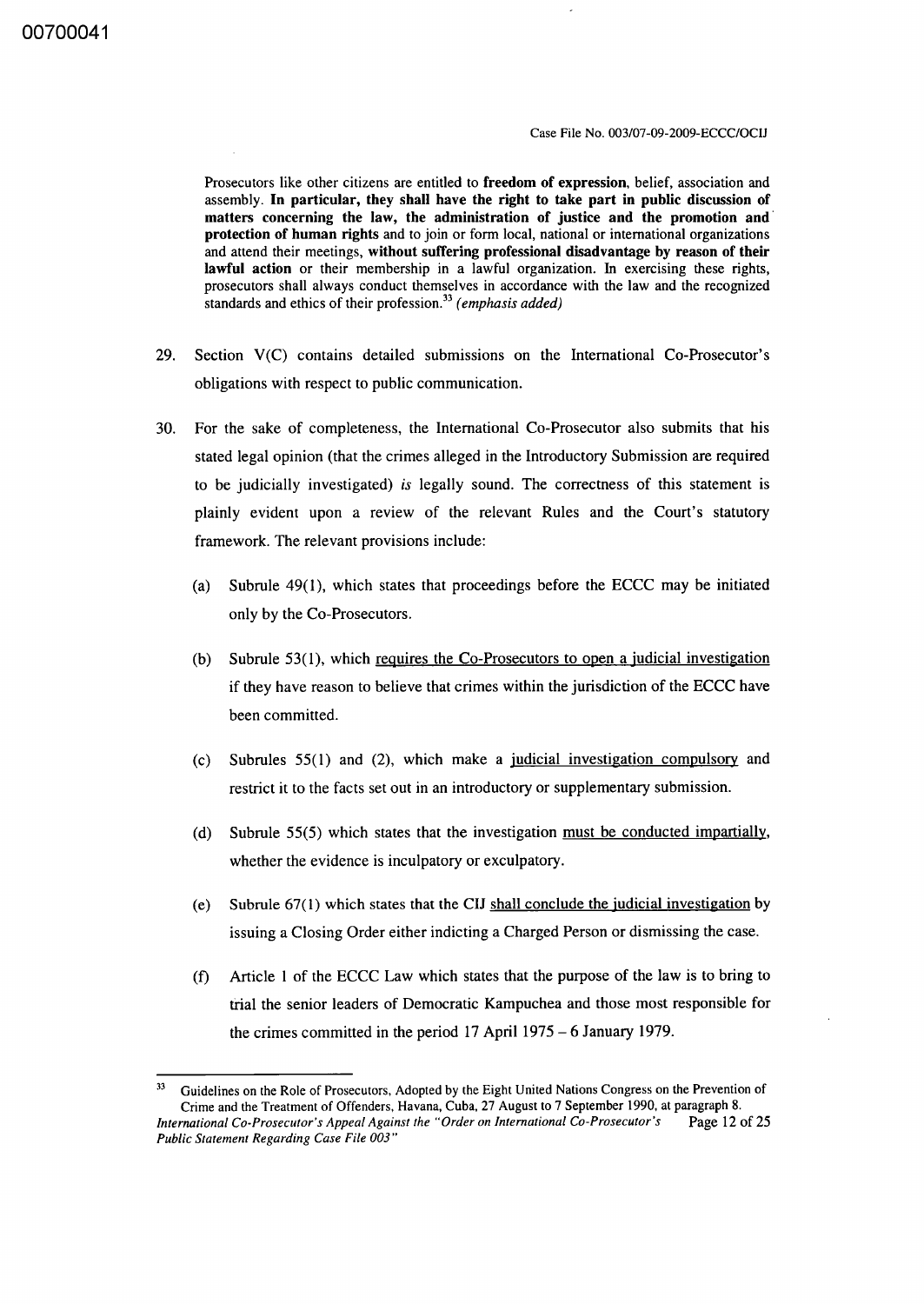> Prosecutors like other citizens are entitled to **freedom of expression**, belief, association and assembly. **In particular, they shall have the right to take part in public discussion of matters concerning the law, the administration of justice and the promotion and protection of human rights** and to join or form local, national or international organizations and attend their meetings, **without suffering professional disadvantage by reason of their lawful action** or their membership in a lawful organization. In exercising these rights, prosecutors shall always conduct themselves in accordance with the law and the recognized standards and ethics of their profession.[33] *(emphasis added)*

29. Section V(C) contains detailed submissions on the International Co-Prosecutor's obligations with respect to public communication.

30. For the sake of completeness, the International Co-Prosecutor also submits that his stated legal opinion (that the crimes alleged in the Introductory Submission are required to be judicially investigated) *is* legally sound. The correctness of this statement is plainly evident upon a review of the relevant Rules and the Court's statutory framework. The relevant provisions include:

    (a) Subrule 49(1), which states that proceedings before the ECCC may be initiated only by the Co-Prosecutors.

    (b) Subrule 53(1), which <u>requires the Co-Prosecutors to open a judicial investigation</u> if they have reason to believe that crimes within the jurisdiction of the ECCC have been committed.

    (c) Subrules 55(1) and (2), which make a <u>judicial investigation compulsory</u> and restrict it to the facts set out in an introductory or supplementary submission.

    (d) Subrule 55(5) which states that the investigation <u>must be conducted impartially</u>, whether the evidence is inculpatory or exculpatory.

    (e) Subrule 67(1) which states that the CIJ <u>shall conclude the judicial investigation</u> by issuing a Closing Order either indicting a Charged Person or dismissing the case.

    (f) Article 1 of the ECCC Law which states that the purpose of the law is to bring to trial the senior leaders of Democratic Kampuchea and those most responsible for the crimes committed in the period 17 April 1975 – 6 January 1979.

---

[33] Guidelines on the Role of Prosecutors, Adopted by the Eight United Nations Congress on the Prevention of Crime and the Treatment of Offenders, Havana, Cuba, 27 August to 7 September 1990, at paragraph 8.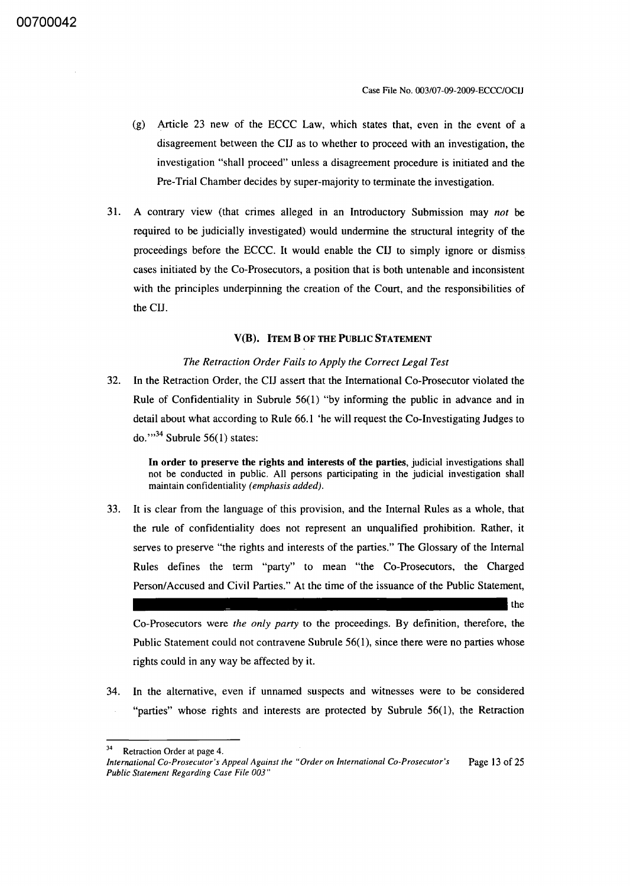(g) Article 23 new of the ECCC Law, which states that, even in the event of a disagreement between the CIJ as to whether to proceed with an investigation, the investigation "shall proceed" unless a disagreement procedure is initiated and the Pre-Trial Chamber decides by super-majority to terminate the investigation.

31. A contrary view (that crimes alleged in an Introductory Submission may *not* be required to be judicially investigated) would undermine the structural integrity of the proceedings before the ECCC. It would enable the CIJ to simply ignore or dismiss cases initiated by the Co-Prosecutors, a position that is both untenable and inconsistent with the principles underpinning the creation of the Court, and the responsibilities of the CIJ.

### V(B). ITEM B OF THE PUBLIC STATEMENT

*The Retraction Order Fails to Apply the Correct Legal Test*

32. In the Retraction Order, the CIJ assert that the International Co-Prosecutor violated the Rule of Confidentiality in Subrule 56(1) "by informing the public in advance and in detail about what according to Rule 66.1 'he will request the Co-Investigating Judges to do.'"[34] Subrule 56(1) states:

> **In order to preserve the rights and interests of the parties,** judicial investigations shall not be conducted in public. All persons participating in the judicial investigation shall maintain confidentiality *(emphasis added).*

33. It is clear from the language of this provision, and the Internal Rules as a whole, that the rule of confidentiality does not represent an unqualified prohibition. Rather, it serves to preserve "the rights and interests of the parties." The Glossary of the Internal Rules defines the term "party" to mean "the Co-Prosecutors, the Charged Person/Accused and Civil Parties." At the time of the issuance of the Public Statement, [REDACTED] the Co-Prosecutors were *the only party* to the proceedings. By definition, therefore, the Public Statement could not contravene Subrule 56(1), since there were no parties whose rights could in any way be affected by it.

34. In the alternative, even if unnamed suspects and witnesses were to be considered "parties" whose rights and interests are protected by Subrule 56(1), the Retraction

---

[34] Retraction Order at page 4.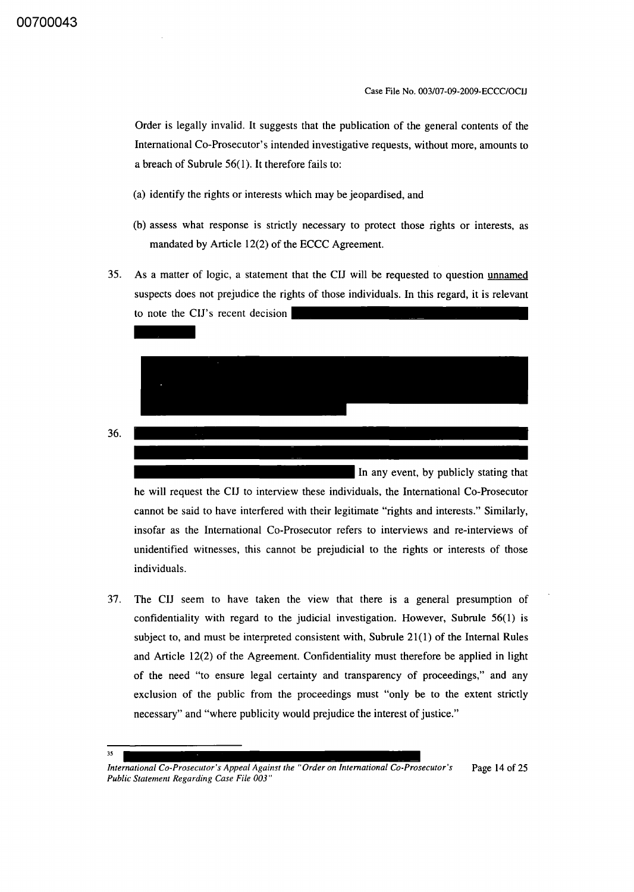Order is legally invalid. It suggests that the publication of the general contents of the International Co-Prosecutor's intended investigative requests, without more, amounts to a breach of Subrule 56(1). It therefore fails to:

(a) identify the rights or interests which may be jeopardised, and

(b) assess what response is strictly necessary to protect those rights or interests, as mandated by Article 12(2) of the ECCC Agreement.

35. As a matter of logic, a statement that the CIJ will be requested to question <u>unnamed</u> suspects does not prejudice the rights of those individuals. In this regard, it is relevant to note the CIJ's recent decision

36. In any event, by publicly stating that he will request the CIJ to interview these individuals, the International Co-Prosecutor cannot be said to have interfered with their legitimate "rights and interests." Similarly, insofar as the International Co-Prosecutor refers to interviews and re-interviews of unidentified witnesses, this cannot be prejudicial to the rights or interests of those individuals.

37. The CIJ seem to have taken the view that there is a general presumption of confidentiality with regard to the judicial investigation. However, Subrule 56(1) is subject to, and must be interpreted consistent with, Subrule 21(1) of the Internal Rules and Article 12(2) of the Agreement. Confidentiality must therefore be applied in light of the need "to ensure legal certainty and transparency of proceedings," and any exclusion of the public from the proceedings must "only be to the extent strictly necessary" and "where publicity would prejudice the interest of justice."

---

35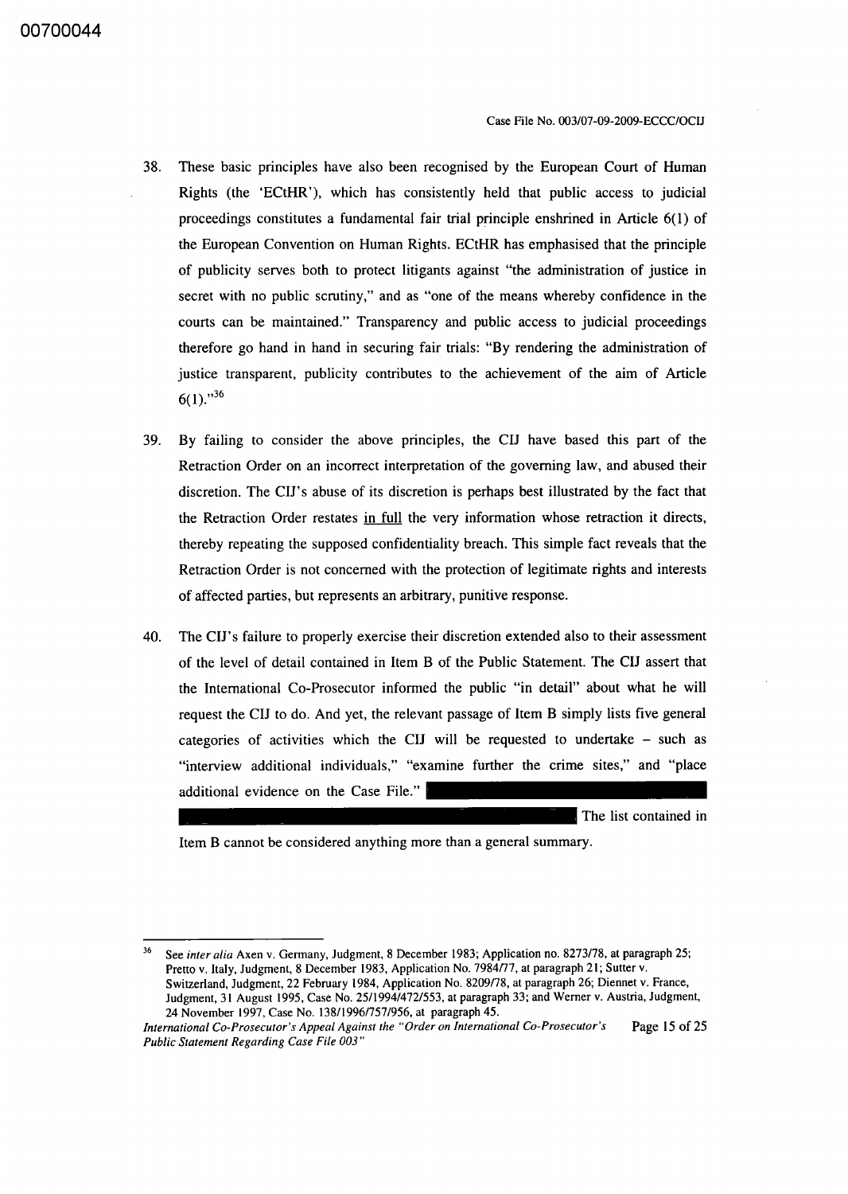38. These basic principles have also been recognised by the European Court of Human Rights (the 'ECtHR'), which has consistently held that public access to judicial proceedings constitutes a fundamental fair trial principle enshrined in Article 6(1) of the European Convention on Human Rights. ECtHR has emphasised that the principle of publicity serves both to protect litigants against "the administration of justice in secret with no public scrutiny," and as "one of the means whereby confidence in the courts can be maintained." Transparency and public access to judicial proceedings therefore go hand in hand in securing fair trials: "By rendering the administration of justice transparent, publicity contributes to the achievement of the aim of Article 6(1)."[36]

39. By failing to consider the above principles, the CIJ have based this part of the Retraction Order on an incorrect interpretation of the governing law, and abused their discretion. The CIJ's abuse of its discretion is perhaps best illustrated by the fact that the Retraction Order restates <u>in full</u> the very information whose retraction it directs, thereby repeating the supposed confidentiality breach. This simple fact reveals that the Retraction Order is not concerned with the protection of legitimate rights and interests of affected parties, but represents an arbitrary, punitive response.

40. The CIJ's failure to properly exercise their discretion extended also to their assessment of the level of detail contained in Item B of the Public Statement. The CIJ assert that the International Co-Prosecutor informed the public "in detail" about what he will request the CIJ to do. And yet, the relevant passage of Item B simply lists five general categories of activities which the CIJ will be requested to undertake – such as "interview additional individuals," "examine further the crime sites," and "place additional evidence on the Case File." [REDACTED] The list contained in Item B cannot be considered anything more than a general summary.

---

[36] See *inter alia* Axen v. Germany, Judgment, 8 December 1983; Application no. 8273/78, at paragraph 25; Pretto v. Italy, Judgment, 8 December 1983, Application No. 7984/77, at paragraph 21; Sutter v. Switzerland, Judgment, 22 February 1984, Application No. 8209/78, at paragraph 26; Diennet v. France, Judgment, 31 August 1995, Case No. 25/1994/472/553, at paragraph 33; and Werner v. Austria, Judgment, 24 November 1997, Case No. 138/1996/757/956, at paragraph 45.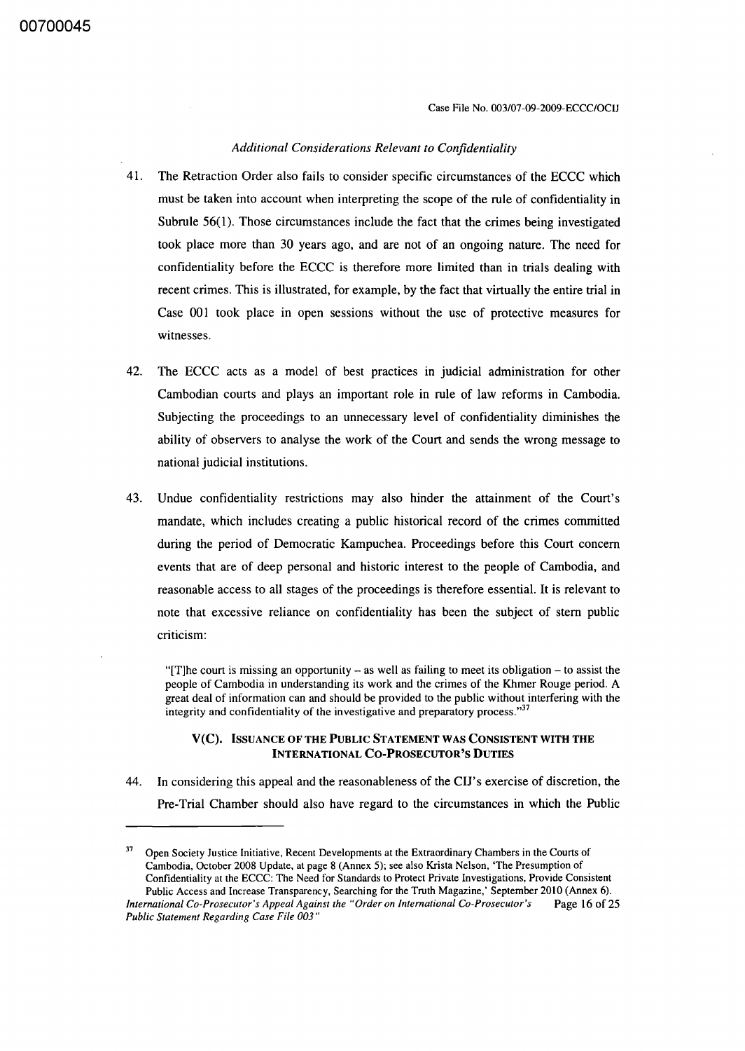*Additional Considerations Relevant to Confidentiality*

41. The Retraction Order also fails to consider specific circumstances of the ECCC which must be taken into account when interpreting the scope of the rule of confidentiality in Subrule 56(1). Those circumstances include the fact that the crimes being investigated took place more than 30 years ago, and are not of an ongoing nature. The need for confidentiality before the ECCC is therefore more limited than in trials dealing with recent crimes. This is illustrated, for example, by the fact that virtually the entire trial in Case 001 took place in open sessions without the use of protective measures for witnesses.

42. The ECCC acts as a model of best practices in judicial administration for other Cambodian courts and plays an important role in rule of law reforms in Cambodia. Subjecting the proceedings to an unnecessary level of confidentiality diminishes the ability of observers to analyse the work of the Court and sends the wrong message to national judicial institutions.

43. Undue confidentiality restrictions may also hinder the attainment of the Court's mandate, which includes creating a public historical record of the crimes committed during the period of Democratic Kampuchea. Proceedings before this Court concern events that are of deep personal and historic interest to the people of Cambodia, and reasonable access to all stages of the proceedings is therefore essential. It is relevant to note that excessive reliance on confidentiality has been the subject of stern public criticism:

> "[T]he court is missing an opportunity – as well as failing to meet its obligation – to assist the people of Cambodia in understanding its work and the crimes of the Khmer Rouge period. A great deal of information can and should be provided to the public without interfering with the integrity and confidentiality of the investigative and preparatory process."[37]

### V(C). ISSUANCE OF THE PUBLIC STATEMENT WAS CONSISTENT WITH THE INTERNATIONAL CO-PROSECUTOR'S DUTIES

44. In considering this appeal and the reasonableness of the CIJ's exercise of discretion, the Pre-Trial Chamber should also have regard to the circumstances in which the Public

---

[37] Open Society Justice Initiative, Recent Developments at the Extraordinary Chambers in the Courts of Cambodia, October 2008 Update, at page 8 (Annex 5); see also Krista Nelson, 'The Presumption of Confidentiality at the ECCC: The Need for Standards to Protect Private Investigations, Provide Consistent Public Access and Increase Transparency, Searching for the Truth Magazine,' September 2010 (Annex 6).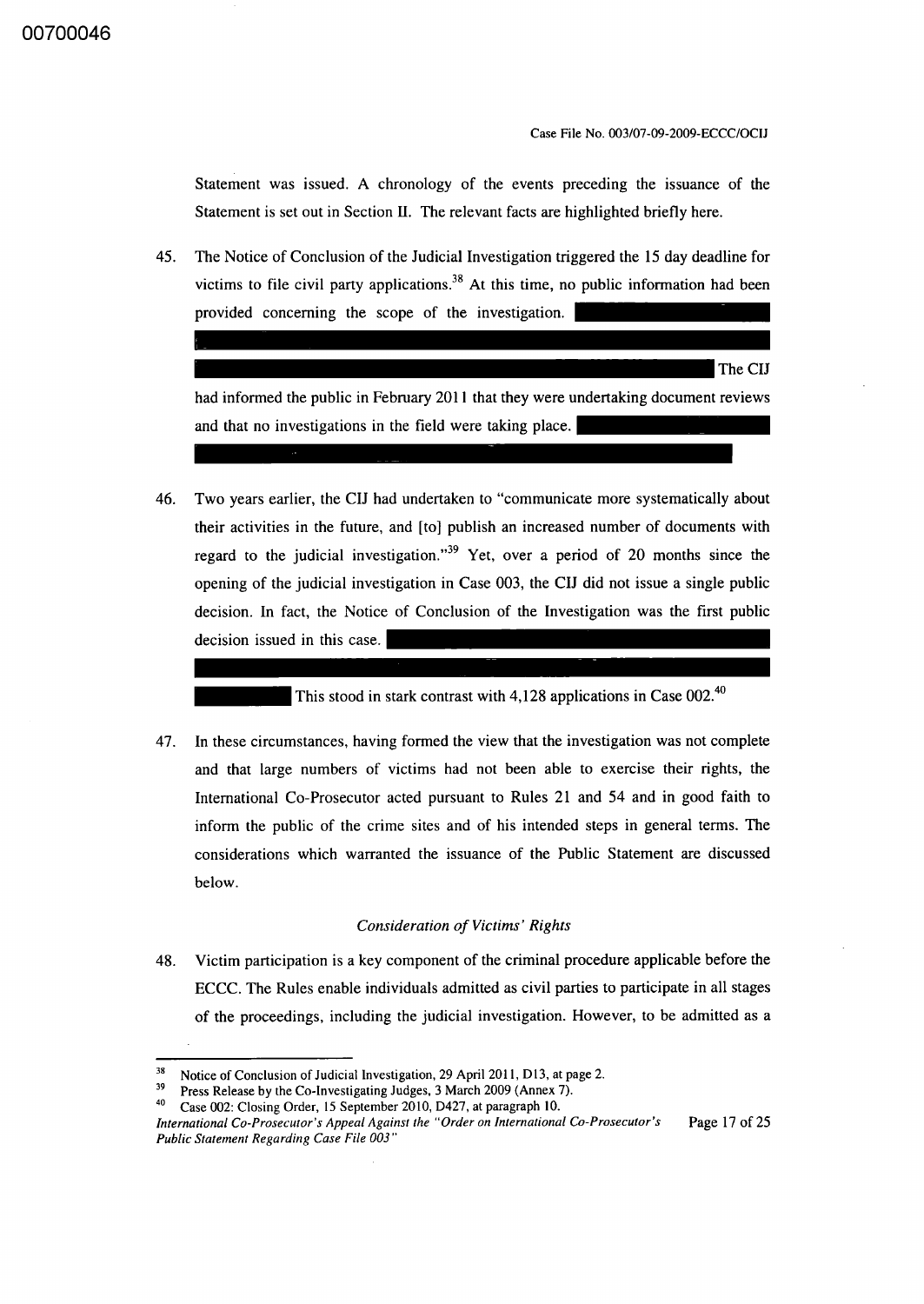Statement was issued. A chronology of the events preceding the issuance of the Statement is set out in Section II. The relevant facts are highlighted briefly here.

45. The Notice of Conclusion of the Judicial Investigation triggered the 15 day deadline for victims to file civil party applications.[38] At this time, no public information had been provided concerning the scope of the investigation. The CIJ had informed the public in February 2011 that they were undertaking document reviews and that no investigations in the field were taking place.

46. Two years earlier, the CIJ had undertaken to "communicate more systematically about their activities in the future, and [to] publish an increased number of documents with regard to the judicial investigation."[39] Yet, over a period of 20 months since the opening of the judicial investigation in Case 003, the CIJ did not issue a single public decision. In fact, the Notice of Conclusion of the Investigation was the first public decision issued in this case. This stood in stark contrast with 4,128 applications in Case 002.[40]

47. In these circumstances, having formed the view that the investigation was not complete and that large numbers of victims had not been able to exercise their rights, the International Co-Prosecutor acted pursuant to Rules 21 and 54 and in good faith to inform the public of the crime sites and of his intended steps in general terms. The considerations which warranted the issuance of the Public Statement are discussed below.

*Consideration of Victims' Rights*

48. Victim participation is a key component of the criminal procedure applicable before the ECCC. The Rules enable individuals admitted as civil parties to participate in all stages of the proceedings, including the judicial investigation. However, to be admitted as a

---

[38] Notice of Conclusion of Judicial Investigation, 29 April 2011, D13, at page 2.

[39] Press Release by the Co-Investigating Judges, 3 March 2009 (Annex 7).

[40] Case 002: Closing Order, 15 September 2010, D427, at paragraph 10.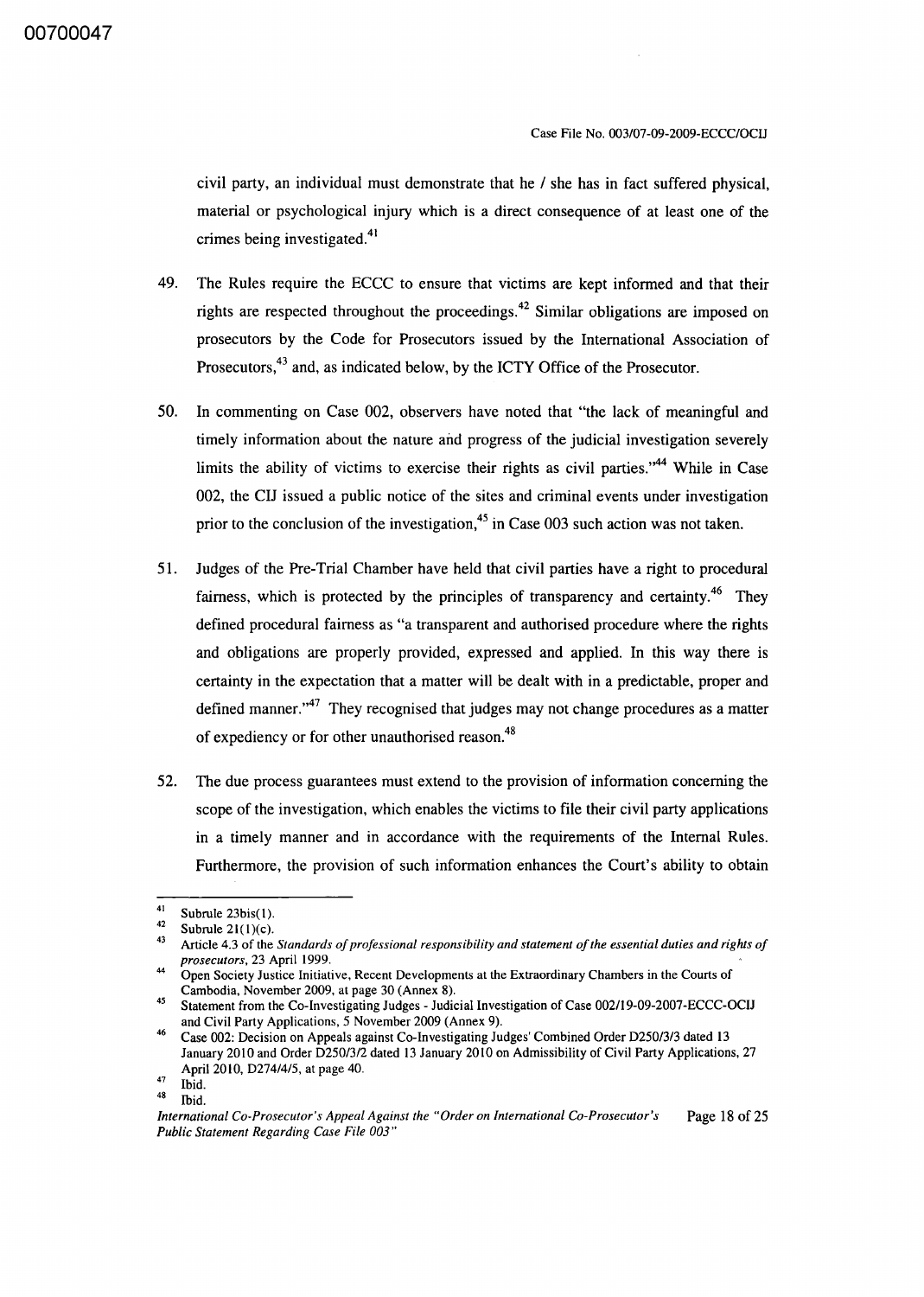civil party, an individual must demonstrate that he / she has in fact suffered physical, material or psychological injury which is a direct consequence of at least one of the crimes being investigated.[41]

49. The Rules require the ECCC to ensure that victims are kept informed and that their rights are respected throughout the proceedings.[42] Similar obligations are imposed on prosecutors by the Code for Prosecutors issued by the International Association of Prosecutors,[43] and, as indicated below, by the ICTY Office of the Prosecutor.

50. In commenting on Case 002, observers have noted that "the lack of meaningful and timely information about the nature and progress of the judicial investigation severely limits the ability of victims to exercise their rights as civil parties."[44] While in Case 002, the CIJ issued a public notice of the sites and criminal events under investigation prior to the conclusion of the investigation,[45] in Case 003 such action was not taken.

51. Judges of the Pre-Trial Chamber have held that civil parties have a right to procedural fairness, which is protected by the principles of transparency and certainty.[46] They defined procedural fairness as "a transparent and authorised procedure where the rights and obligations are properly provided, expressed and applied. In this way there is certainty in the expectation that a matter will be dealt with in a predictable, proper and defined manner."[47] They recognised that judges may not change procedures as a matter of expediency or for other unauthorised reason.[48]

52. The due process guarantees must extend to the provision of information concerning the scope of the investigation, which enables the victims to file their civil party applications in a timely manner and in accordance with the requirements of the Internal Rules. Furthermore, the provision of such information enhances the Court's ability to obtain

---

[41] Subrule 23bis(1).

[42] Subrule 21(1)(c).

[43] Article 4.3 of the *Standards of professional responsibility and statement of the essential duties and rights of prosecutors*, 23 April 1999.

[44] Open Society Justice Initiative, Recent Developments at the Extraordinary Chambers in the Courts of Cambodia, November 2009, at page 30 (Annex 8).

[45] Statement from the Co-Investigating Judges - Judicial Investigation of Case 002/19-09-2007-ECCC-OCIJ and Civil Party Applications, 5 November 2009 (Annex 9).

[46] Case 002: Decision on Appeals against Co-Investigating Judges' Combined Order D250/3/3 dated 13 January 2010 and Order D250/3/2 dated 13 January 2010 on Admissibility of Civil Party Applications, 27 April 2010, D274/4/5, at page 40.

[47] Ibid.

[48] Ibid.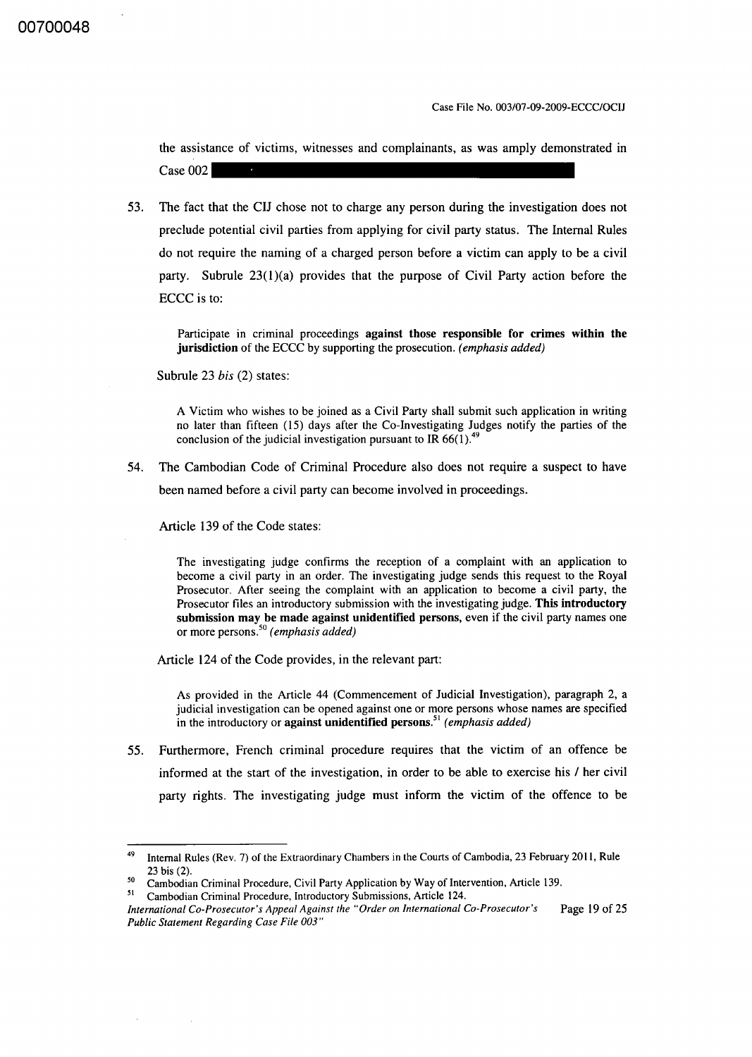the assistance of victims, witnesses and complainants, as was amply demonstrated in Case 002

53. The fact that the CIJ chose not to charge any person during the investigation does not preclude potential civil parties from applying for civil party status. The Internal Rules do not require the naming of a charged person before a victim can apply to be a civil party. Subrule 23(1)(a) provides that the purpose of Civil Party action before the ECCC is to:

> Participate in criminal proceedings **against those responsible for crimes within the jurisdiction** of the ECCC by supporting the prosecution. *(emphasis added)*

Subrule 23 *bis* (2) states:

> A Victim who wishes to be joined as a Civil Party shall submit such application in writing no later than fifteen (15) days after the Co-Investigating Judges notify the parties of the conclusion of the judicial investigation pursuant to IR 66(1).[49]

54. The Cambodian Code of Criminal Procedure also does not require a suspect to have been named before a civil party can become involved in proceedings.

Article 139 of the Code states:

> The investigating judge confirms the reception of a complaint with an application to become a civil party in an order. The investigating judge sends this request to the Royal Prosecutor. After seeing the complaint with an application to become a civil party, the Prosecutor files an introductory submission with the investigating judge. **This introductory submission may be made against unidentified persons,** even if the civil party names one or more persons.[50] *(emphasis added)*

Article 124 of the Code provides, in the relevant part:

> As provided in the Article 44 (Commencement of Judicial Investigation), paragraph 2, a judicial investigation can be opened against one or more persons whose names are specified in the introductory or **against unidentified persons.**[51] *(emphasis added)*

55. Furthermore, French criminal procedure requires that the victim of an offence be informed at the start of the investigation, in order to be able to exercise his / her civil party rights. The investigating judge must inform the victim of the offence to be

---

[49] Internal Rules (Rev. 7) of the Extraordinary Chambers in the Courts of Cambodia, 23 February 2011, Rule 23 bis (2).

[50] Cambodian Criminal Procedure, Civil Party Application by Way of Intervention, Article 139.

[51] Cambodian Criminal Procedure, Introductory Submissions, Article 124.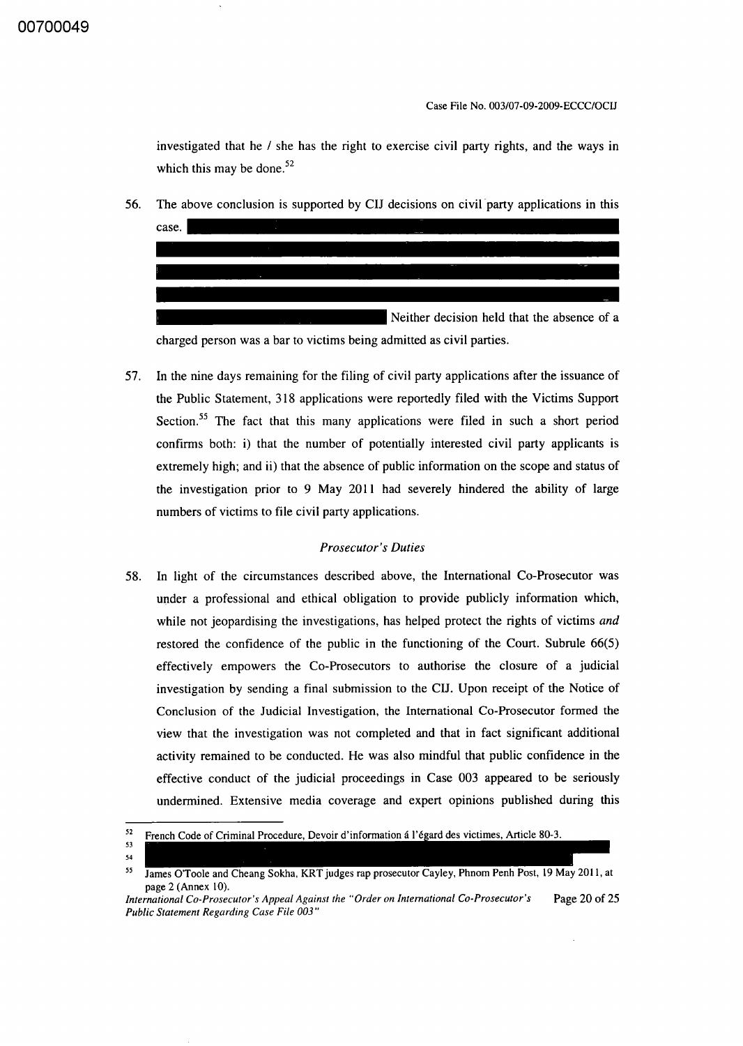investigated that he / she has the right to exercise civil party rights, and the ways in which this may be done.[52]

56. The above conclusion is supported by CIJ decisions on civil party applications in this case. Neither decision held that the absence of a charged person was a bar to victims being admitted as civil parties.

57. In the nine days remaining for the filing of civil party applications after the issuance of the Public Statement, 318 applications were reportedly filed with the Victims Support Section.[55] The fact that this many applications were filed in such a short period confirms both: i) that the number of potentially interested civil party applicants is extremely high; and ii) that the absence of public information on the scope and status of the investigation prior to 9 May 2011 had severely hindered the ability of large numbers of victims to file civil party applications.

*Prosecutor's Duties*

58. In light of the circumstances described above, the International Co-Prosecutor was under a professional and ethical obligation to provide publicly information which, while not jeopardising the investigations, has helped protect the rights of victims *and* restored the confidence of the public in the functioning of the Court. Subrule 66(5) effectively empowers the Co-Prosecutors to authorise the closure of a judicial investigation by sending a final submission to the CIJ. Upon receipt of the Notice of Conclusion of the Judicial Investigation, the International Co-Prosecutor formed the view that the investigation was not completed and that in fact significant additional activity remained to be conducted. He was also mindful that public confidence in the effective conduct of the judicial proceedings in Case 003 appeared to be seriously undermined. Extensive media coverage and expert opinions published during this

---

[52] French Code of Criminal Procedure, Devoir d'information á l'égard des victimes, Article 80-3.

[53]

[54]

[55] James O'Toole and Cheang Sokha, KRT judges rap prosecutor Cayley, Phnom Penh Post, 19 May 2011, at page 2 (Annex 10).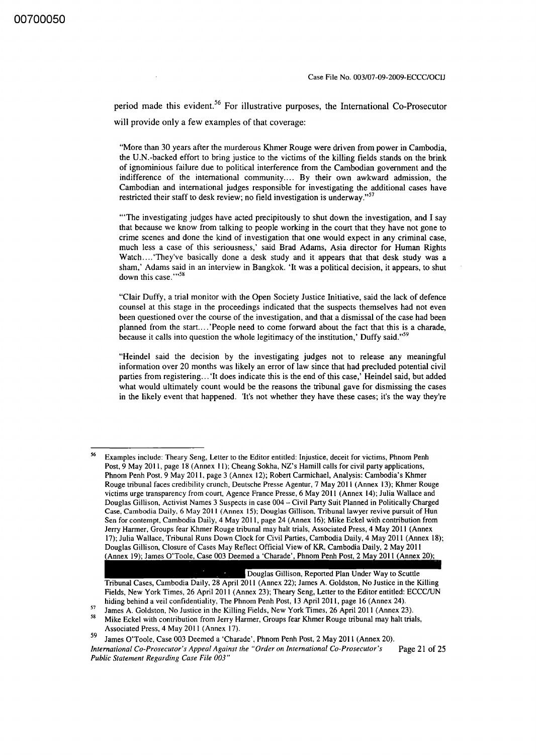period made this evident.[56] For illustrative purposes, the International Co-Prosecutor will provide only a few examples of that coverage:

> "More than 30 years after the murderous Khmer Rouge were driven from power in Cambodia, the U.N.-backed effort to bring justice to the victims of the killing fields stands on the brink of ignominious failure due to political interference from the Cambodian government and the indifference of the international community.... By their own awkward admission, the Cambodian and international judges responsible for investigating the additional cases have restricted their staff to desk review; no field investigation is underway."[57]

> "'The investigating judges have acted precipitously to shut down the investigation, and I say that because we know from talking to people working in the court that they have not gone to crime scenes and done the kind of investigation that one would expect in any criminal case, much less a case of this seriousness,' said Brad Adams, Asia director for Human Rights Watch....'They've basically done a desk study and it appears that that desk study was a sham,' Adams said in an interview in Bangkok. 'It was a political decision, it appears, to shut down this case.'"[58]

> "Clair Duffy, a trial monitor with the Open Society Justice Initiative, said the lack of defence counsel at this stage in the proceedings indicated that the suspects themselves had not even been questioned over the course of the investigation, and that a dismissal of the case had been planned from the start....'People need to come forward about the fact that this is a charade, because it calls into question the whole legitimacy of the institution,' Duffy said."[59]

> "Heindel said the decision by the investigating judges not to release any meaningful information over 20 months was likely an error of law since that had precluded potential civil parties from registering...'It does indicate this is the end of this case,' Heindel said, but added what would ultimately count would be the reasons the tribunal gave for dismissing the cases in the likely event that happened. 'It's not whether they have these cases; it's the way they're

---

[56] Examples include: Theary Seng, Letter to the Editor entitled: Injustice, deceit for victims, Phnom Penh Post, 9 May 2011, page 18 (Annex 11); Cheang Sokha, NZ's Hamill calls for civil party applications, Phnom Penh Post, 9 May 2011, page 3 (Annex 12); Robert Carmichael, Analysis: Cambodia's Khmer Rouge tribunal faces credibility crunch, Deutsche Presse Agentur, 7 May 2011 (Annex 13); Khmer Rouge victims urge transparency from court, Agence France Presse, 6 May 2011 (Annex 14); Julia Wallace and Douglas Gillison, Activist Names 3 Suspects in case 004 – Civil Party Suit Planned in Politically Charged Case, Cambodia Daily, 6 May 2011 (Annex 15); Douglas Gillison, Tribunal lawyer revive pursuit of Hun Sen for contempt, Cambodia Daily, 4 May 2011, page 24 (Annex 16); Mike Eckel with contribution from Jerry Harmer, Groups fear Khmer Rouge tribunal may halt trials, Associated Press, 4 May 2011 (Annex 17); Julia Wallace, Tribunal Runs Down Clock for Civil Parties, Cambodia Daily, 4 May 2011 (Annex 18); Douglas Gillison, Closure of Cases May Reflect Official View of KR, Cambodia Daily, 2 May 2011 (Annex 19); James O'Toole, Case 003 Deemed a 'Charade', Phnom Penh Post, 2 May 2011 (Annex 20); Douglas Gillison, Reported Plan Under Way to Scuttle Tribunal Cases, Cambodia Daily, 28 April 2011 (Annex 22); James A. Goldston, No Justice in the Killing Fields, New York Times, 26 April 2011 (Annex 23); Theary Seng, Letter to the Editor entitled: ECCC/UN hiding behind a veil confidentiality, The Phnom Penh Post, 13 April 2011, page 16 (Annex 24).

[57] James A. Goldston, No Justice in the Killing Fields, New York Times, 26 April 2011 (Annex 23).

[58] Mike Eckel with contribution from Jerry Harmer, Groups fear Khmer Rouge tribunal may halt trials, Associated Press, 4 May 2011 (Annex 17).

[59] James O'Toole, Case 003 Deemed a 'Charade', Phnom Penh Post, 2 May 2011 (Annex 20).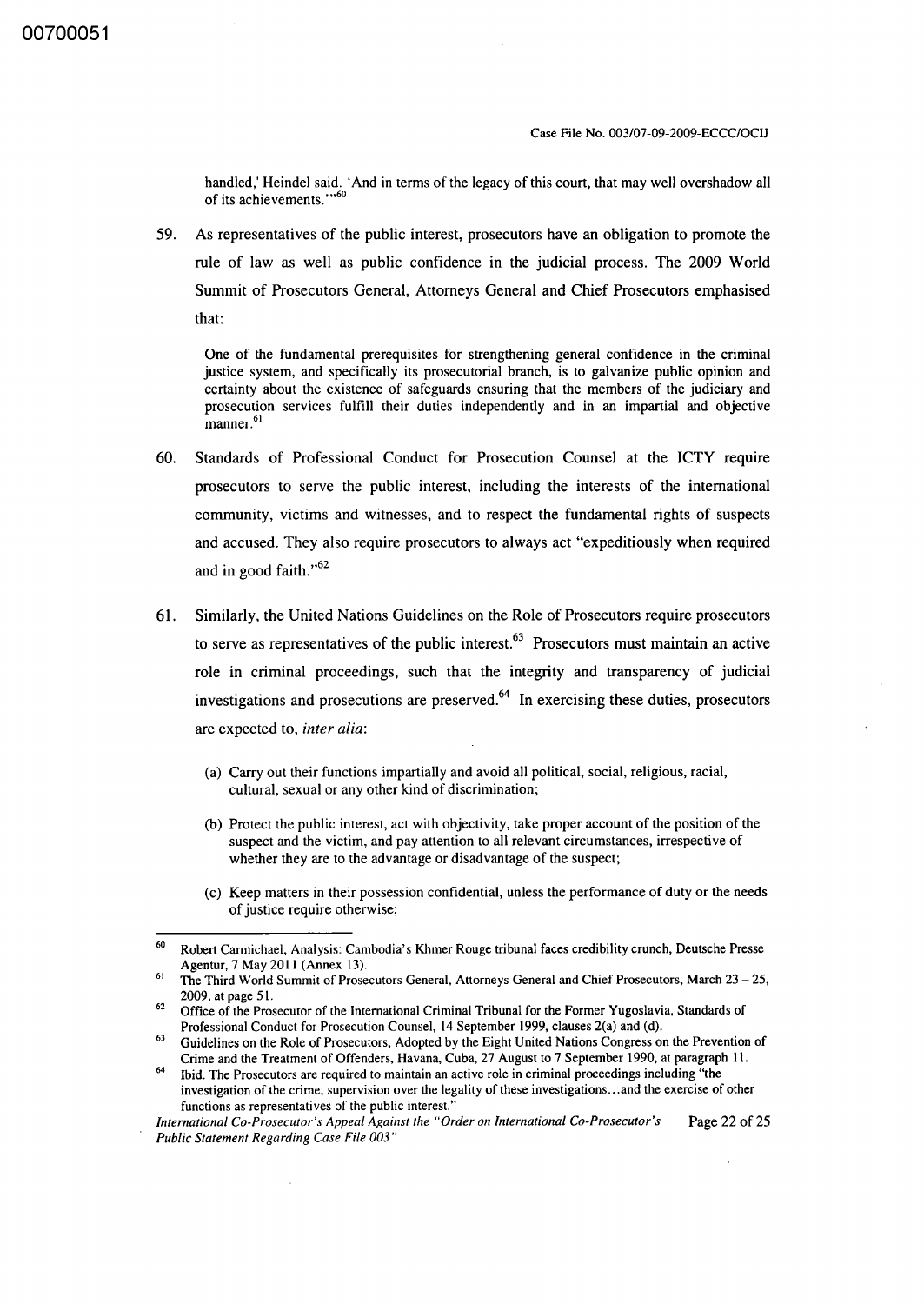handled,' Heindel said. 'And in terms of the legacy of this court, that may well overshadow all of its achievements.'"[60]

59. As representatives of the public interest, prosecutors have an obligation to promote the rule of law as well as public confidence in the judicial process. The 2009 World Summit of Prosecutors General, Attorneys General and Chief Prosecutors emphasised that:

> One of the fundamental prerequisites for strengthening general confidence in the criminal justice system, and specifically its prosecutorial branch, is to galvanize public opinion and certainty about the existence of safeguards ensuring that the members of the judiciary and prosecution services fulfill their duties independently and in an impartial and objective manner.[61]

60. Standards of Professional Conduct for Prosecution Counsel at the ICTY require prosecutors to serve the public interest, including the interests of the international community, victims and witnesses, and to respect the fundamental rights of suspects and accused. They also require prosecutors to always act "expeditiously when required and in good faith."[62]

61. Similarly, the United Nations Guidelines on the Role of Prosecutors require prosecutors to serve as representatives of the public interest.[63] Prosecutors must maintain an active role in criminal proceedings, such that the integrity and transparency of judicial investigations and prosecutions are preserved.[64] In exercising these duties, prosecutors are expected to, *inter alia*:

    (a) Carry out their functions impartially and avoid all political, social, religious, racial, cultural, sexual or any other kind of discrimination;

    (b) Protect the public interest, act with objectivity, take proper account of the position of the suspect and the victim, and pay attention to all relevant circumstances, irrespective of whether they are to the advantage or disadvantage of the suspect;

    (c) Keep matters in their possession confidential, unless the performance of duty or the needs of justice require otherwise;

---

[60] Robert Carmichael, Analysis: Cambodia's Khmer Rouge tribunal faces credibility crunch, Deutsche Presse Agentur, 7 May 2011 (Annex 13).

[61] The Third World Summit of Prosecutors General, Attorneys General and Chief Prosecutors, March 23 – 25, 2009, at page 51.

[62] Office of the Prosecutor of the International Criminal Tribunal for the Former Yugoslavia, Standards of Professional Conduct for Prosecution Counsel, 14 September 1999, clauses 2(a) and (d).

[63] Guidelines on the Role of Prosecutors, Adopted by the Eight United Nations Congress on the Prevention of Crime and the Treatment of Offenders, Havana, Cuba, 27 August to 7 September 1990, at paragraph 11.

[64] Ibid. The Prosecutors are required to maintain an active role in criminal proceedings including "the investigation of the crime, supervision over the legality of these investigations…and the exercise of other functions as representatives of the public interest."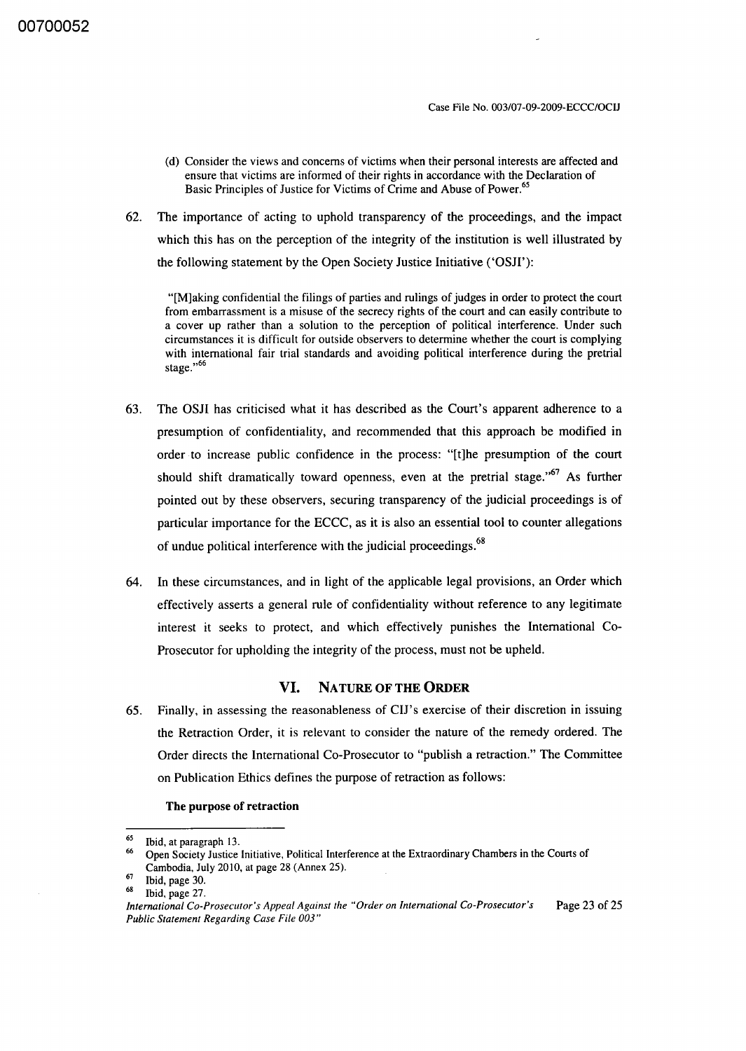(d) Consider the views and concerns of victims when their personal interests are affected and ensure that victims are informed of their rights in accordance with the Declaration of Basic Principles of Justice for Victims of Crime and Abuse of Power.[65]

62. The importance of acting to uphold transparency of the proceedings, and the impact which this has on the perception of the integrity of the institution is well illustrated by the following statement by the Open Society Justice Initiative ('OSJI'):

> "[M]aking confidential the filings of parties and rulings of judges in order to protect the court from embarrassment is a misuse of the secrecy rights of the court and can easily contribute to a cover up rather than a solution to the perception of political interference. Under such circumstances it is difficult for outside observers to determine whether the court is complying with international fair trial standards and avoiding political interference during the pretrial stage."[66]

63. The OSJI has criticised what it has described as the Court's apparent adherence to a presumption of confidentiality, and recommended that this approach be modified in order to increase public confidence in the process: "[t]he presumption of the court should shift dramatically toward openness, even at the pretrial stage."[67] As further pointed out by these observers, securing transparency of the judicial proceedings is of particular importance for the ECCC, as it is also an essential tool to counter allegations of undue political interference with the judicial proceedings.[68]

64. In these circumstances, and in light of the applicable legal provisions, an Order which effectively asserts a general rule of confidentiality without reference to any legitimate interest it seeks to protect, and which effectively punishes the International Co-Prosecutor for upholding the integrity of the process, must not be upheld.

## VI. Nature of the Order

65. Finally, in assessing the reasonableness of CIJ's exercise of their discretion in issuing the Retraction Order, it is relevant to consider the nature of the remedy ordered. The Order directs the International Co-Prosecutor to "publish a retraction." The Committee on Publication Ethics defines the purpose of retraction as follows:

**The purpose of retraction**

---

[65] Ibid, at paragraph 13.

[66] Open Society Justice Initiative, Political Interference at the Extraordinary Chambers in the Courts of Cambodia, July 2010, at page 28 (Annex 25).

[67] Ibid, page 30.

[68] Ibid, page 27.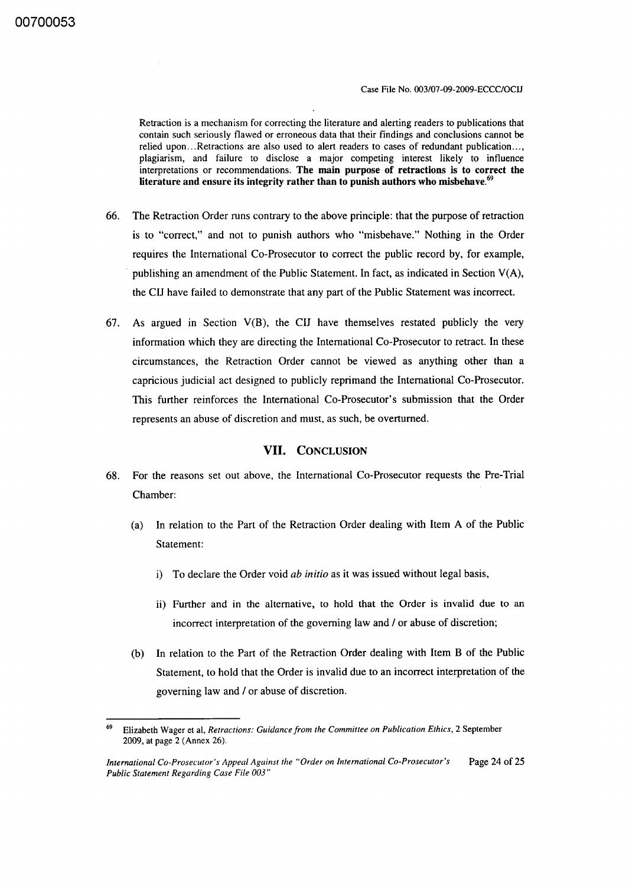> Retraction is a mechanism for correcting the literature and alerting readers to publications that contain such seriously flawed or erroneous data that their findings and conclusions cannot be relied upon…Retractions are also used to alert readers to cases of redundant publication…, plagiarism, and failure to disclose a major competing interest likely to influence interpretations or recommendations. **The main purpose of retractions is to correct the literature and ensure its integrity rather than to punish authors who misbehave.**[69]

66. The Retraction Order runs contrary to the above principle: that the purpose of retraction is to "correct," and not to punish authors who "misbehave." Nothing in the Order requires the International Co-Prosecutor to correct the public record by, for example, publishing an amendment of the Public Statement. In fact, as indicated in Section V(A), the CIJ have failed to demonstrate that any part of the Public Statement was incorrect.

67. As argued in Section V(B), the CIJ have themselves restated publicly the very information which they are directing the International Co-Prosecutor to retract. In these circumstances, the Retraction Order cannot be viewed as anything other than a capricious judicial act designed to publicly reprimand the International Co-Prosecutor. This further reinforces the International Co-Prosecutor's submission that the Order represents an abuse of discretion and must, as such, be overturned.

## VII. Conclusion

68. For the reasons set out above, the International Co-Prosecutor requests the Pre-Trial Chamber:

    (a) In relation to the Part of the Retraction Order dealing with Item A of the Public Statement:

    i) To declare the Order void *ab initio* as it was issued without legal basis,

    ii) Further and in the alternative, to hold that the Order is invalid due to an incorrect interpretation of the governing law and / or abuse of discretion;

    (b) In relation to the Part of the Retraction Order dealing with Item B of the Public Statement, to hold that the Order is invalid due to an incorrect interpretation of the governing law and / or abuse of discretion.

---

[69] Elizabeth Wager et al, *Retractions: Guidance from the Committee on Publication Ethics*, 2 September 2009, at page 2 (Annex 26).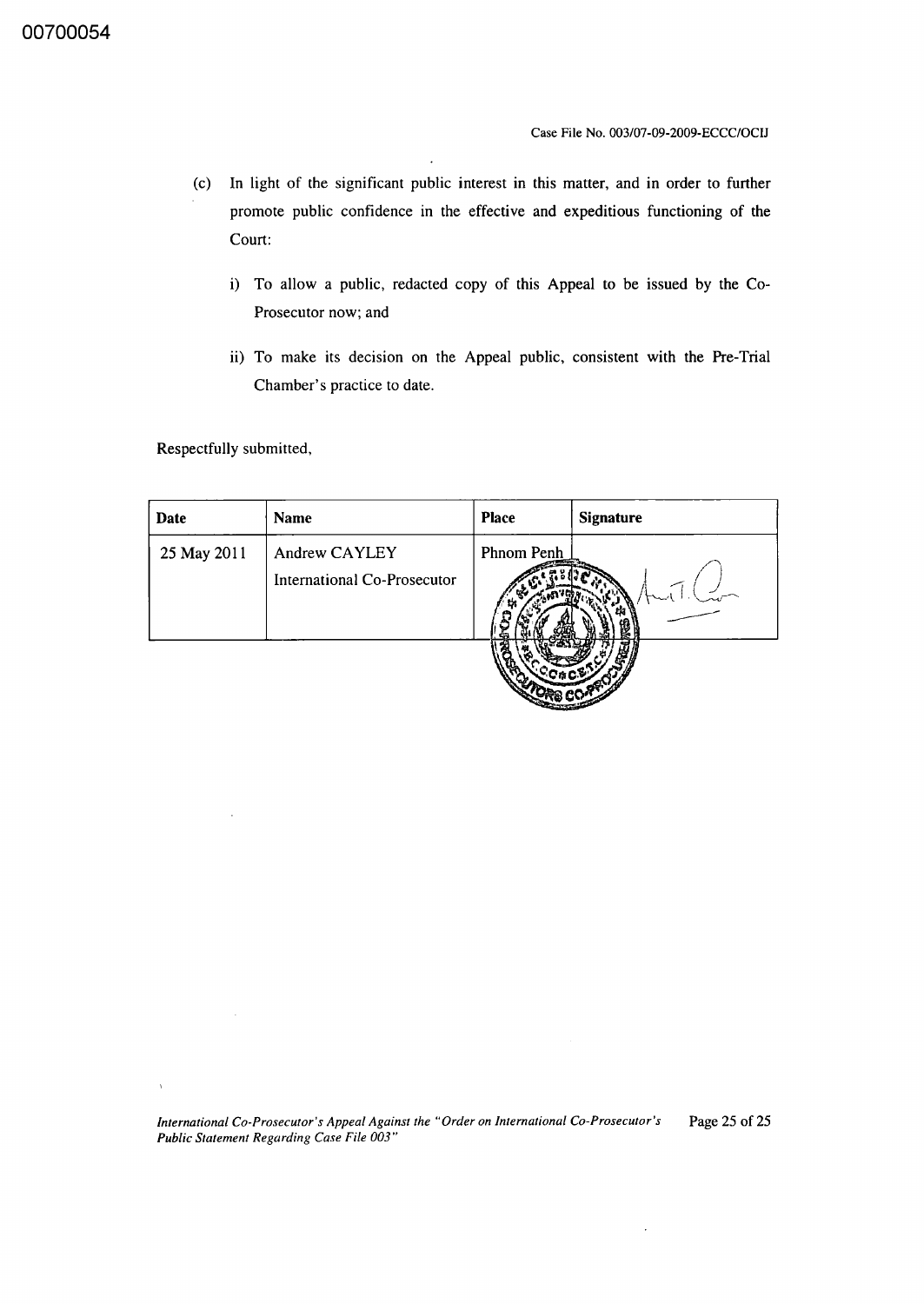(c) In light of the significant public interest in this matter, and in order to further promote public confidence in the effective and expeditious functioning of the Court:

i) To allow a public, redacted copy of this Appeal to be issued by the Co-Prosecutor now; and

ii) To make its decision on the Appeal public, consistent with the Pre-Trial Chamber's practice to date.

Respectfully submitted,

| Date | Name | Place | Signature |
|---|---|---|---|
| 25 May 2011 | Andrew CAYLEY<br>International Co-Prosecutor | Phnom Penh | |